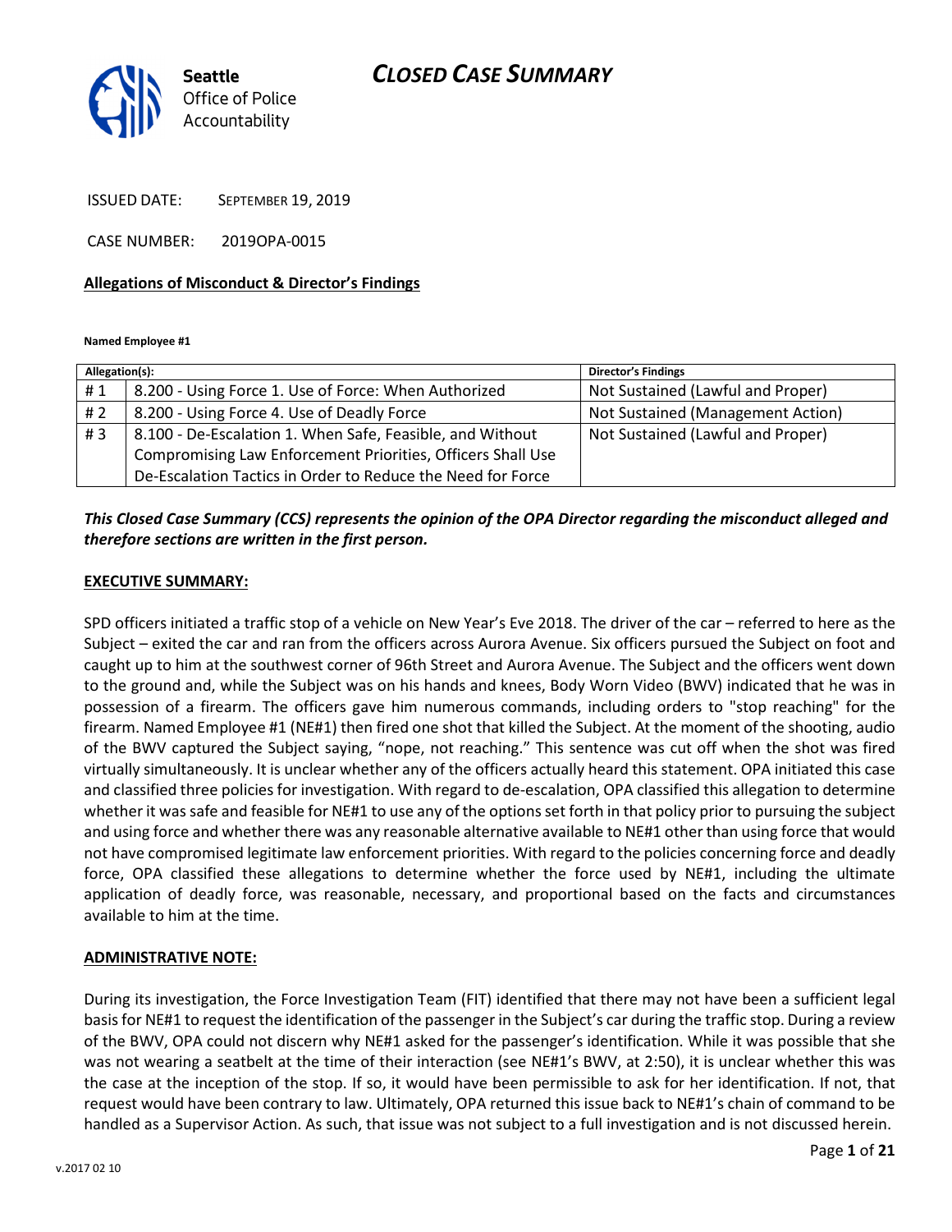# CLOSED CASE SUMMARY

Seattle Office of Police Accountability

ISSUED DATE: SEPTEMBER 19, 2019

CASE NUMBER: 2019OPA-0015

## Allegations of Misconduct & Director's Findings

**Named Employee #1**

| Allegation(s): | | Director's Findings |
|---|---|---|
| # 1 | 8.200 - Using Force 1. Use of Force: When Authorized | Not Sustained (Lawful and Proper) |
| # 2 | 8.200 - Using Force 4. Use of Deadly Force | Not Sustained (Management Action) |
| # 3 | 8.100 - De-Escalation 1. When Safe, Feasible, and Without Compromising Law Enforcement Priorities, Officers Shall Use De-Escalation Tactics in Order to Reduce the Need for Force | Not Sustained (Lawful and Proper) |

***This Closed Case Summary (CCS) represents the opinion of the OPA Director regarding the misconduct alleged and therefore sections are written in the first person.***

## EXECUTIVE SUMMARY:

SPD officers initiated a traffic stop of a vehicle on New Year's Eve 2018. The driver of the car – referred to here as the Subject – exited the car and ran from the officers across Aurora Avenue. Six officers pursued the Subject on foot and caught up to him at the southwest corner of 96th Street and Aurora Avenue. The Subject and the officers went down to the ground and, while the Subject was on his hands and knees, Body Worn Video (BWV) indicated that he was in possession of a firearm. The officers gave him numerous commands, including orders to "stop reaching" for the firearm. Named Employee #1 (NE#1) then fired one shot that killed the Subject. At the moment of the shooting, audio of the BWV captured the Subject saying, "nope, not reaching." This sentence was cut off when the shot was fired virtually simultaneously. It is unclear whether any of the officers actually heard this statement. OPA initiated this case and classified three policies for investigation. With regard to de-escalation, OPA classified this allegation to determine whether it was safe and feasible for NE#1 to use any of the options set forth in that policy prior to pursuing the subject and using force and whether there was any reasonable alternative available to NE#1 other than using force that would not have compromised legitimate law enforcement priorities. With regard to the policies concerning force and deadly force, OPA classified these allegations to determine whether the force used by NE#1, including the ultimate application of deadly force, was reasonable, necessary, and proportional based on the facts and circumstances available to him at the time.

## ADMINISTRATIVE NOTE:

During its investigation, the Force Investigation Team (FIT) identified that there may not have been a sufficient legal basis for NE#1 to request the identification of the passenger in the Subject's car during the traffic stop. During a review of the BWV, OPA could not discern why NE#1 asked for the passenger's identification. While it was possible that she was not wearing a seatbelt at the time of their interaction (see NE#1's BWV, at 2:50), it is unclear whether this was the case at the inception of the stop. If so, it would have been permissible to ask for her identification. If not, that request would have been contrary to law. Ultimately, OPA returned this issue back to NE#1's chain of command to be handled as a Supervisor Action. As such, that issue was not subject to a full investigation and is not discussed herein.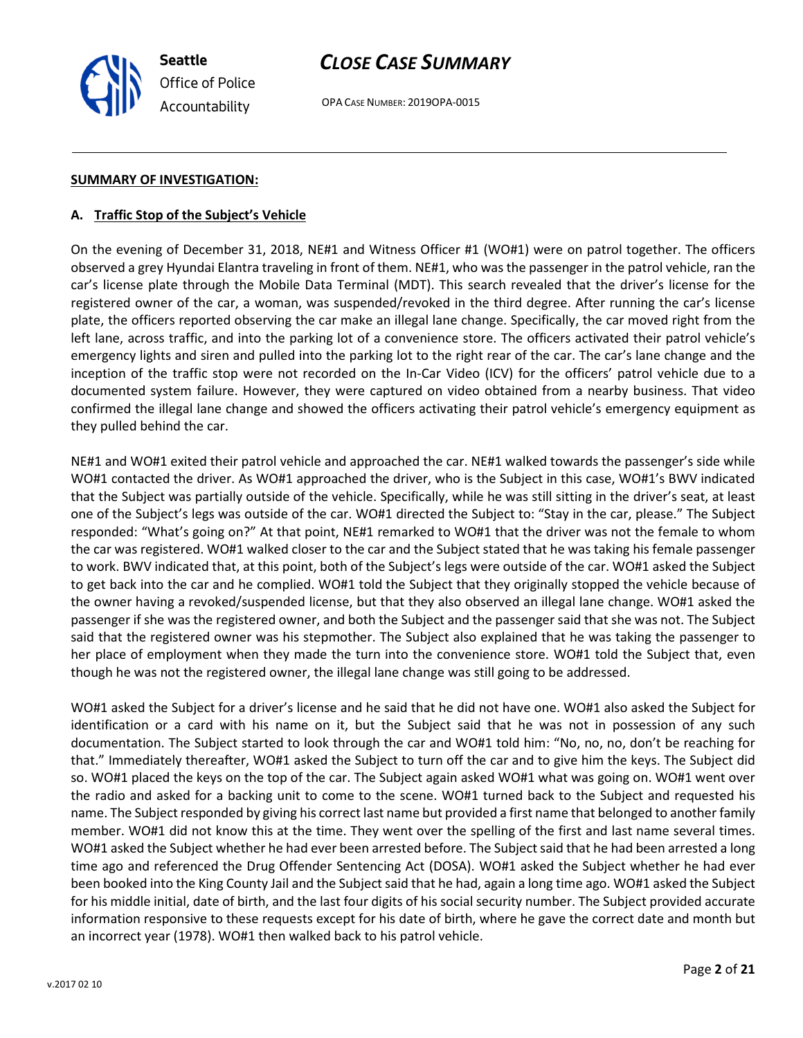**SUMMARY OF INVESTIGATION:**

**A. Traffic Stop of the Subject's Vehicle**

On the evening of December 31, 2018, NE#1 and Witness Officer #1 (WO#1) were on patrol together. The officers observed a grey Hyundai Elantra traveling in front of them. NE#1, who was the passenger in the patrol vehicle, ran the car's license plate through the Mobile Data Terminal (MDT). This search revealed that the driver's license for the registered owner of the car, a woman, was suspended/revoked in the third degree. After running the car's license plate, the officers reported observing the car make an illegal lane change. Specifically, the car moved right from the left lane, across traffic, and into the parking lot of a convenience store. The officers activated their patrol vehicle's emergency lights and siren and pulled into the parking lot to the right rear of the car. The car's lane change and the inception of the traffic stop were not recorded on the In-Car Video (ICV) for the officers' patrol vehicle due to a documented system failure. However, they were captured on video obtained from a nearby business. That video confirmed the illegal lane change and showed the officers activating their patrol vehicle's emergency equipment as they pulled behind the car.

NE#1 and WO#1 exited their patrol vehicle and approached the car. NE#1 walked towards the passenger's side while WO#1 contacted the driver. As WO#1 approached the driver, who is the Subject in this case, WO#1's BWV indicated that the Subject was partially outside of the vehicle. Specifically, while he was still sitting in the driver's seat, at least one of the Subject's legs was outside of the car. WO#1 directed the Subject to: "Stay in the car, please." The Subject responded: "What's going on?" At that point, NE#1 remarked to WO#1 that the driver was not the female to whom the car was registered. WO#1 walked closer to the car and the Subject stated that he was taking his female passenger to work. BWV indicated that, at this point, both of the Subject's legs were outside of the car. WO#1 asked the Subject to get back into the car and he complied. WO#1 told the Subject that they originally stopped the vehicle because of the owner having a revoked/suspended license, but that they also observed an illegal lane change. WO#1 asked the passenger if she was the registered owner, and both the Subject and the passenger said that she was not. The Subject said that the registered owner was his stepmother. The Subject also explained that he was taking the passenger to her place of employment when they made the turn into the convenience store. WO#1 told the Subject that, even though he was not the registered owner, the illegal lane change was still going to be addressed.

WO#1 asked the Subject for a driver's license and he said that he did not have one. WO#1 also asked the Subject for identification or a card with his name on it, but the Subject said that he was not in possession of any such documentation. The Subject started to look through the car and WO#1 told him: "No, no, no, don't be reaching for that." Immediately thereafter, WO#1 asked the Subject to turn off the car and to give him the keys. The Subject did so. WO#1 placed the keys on the top of the car. The Subject again asked WO#1 what was going on. WO#1 went over the radio and asked for a backing unit to come to the scene. WO#1 turned back to the Subject and requested his name. The Subject responded by giving his correct last name but provided a first name that belonged to another family member. WO#1 did not know this at the time. They went over the spelling of the first and last name several times. WO#1 asked the Subject whether he had ever been arrested before. The Subject said that he had been arrested a long time ago and referenced the Drug Offender Sentencing Act (DOSA). WO#1 asked the Subject whether he had ever been booked into the King County Jail and the Subject said that he had, again a long time ago. WO#1 asked the Subject for his middle initial, date of birth, and the last four digits of his social security number. The Subject provided accurate information responsive to these requests except for his date of birth, where he gave the correct date and month but an incorrect year (1978). WO#1 then walked back to his patrol vehicle.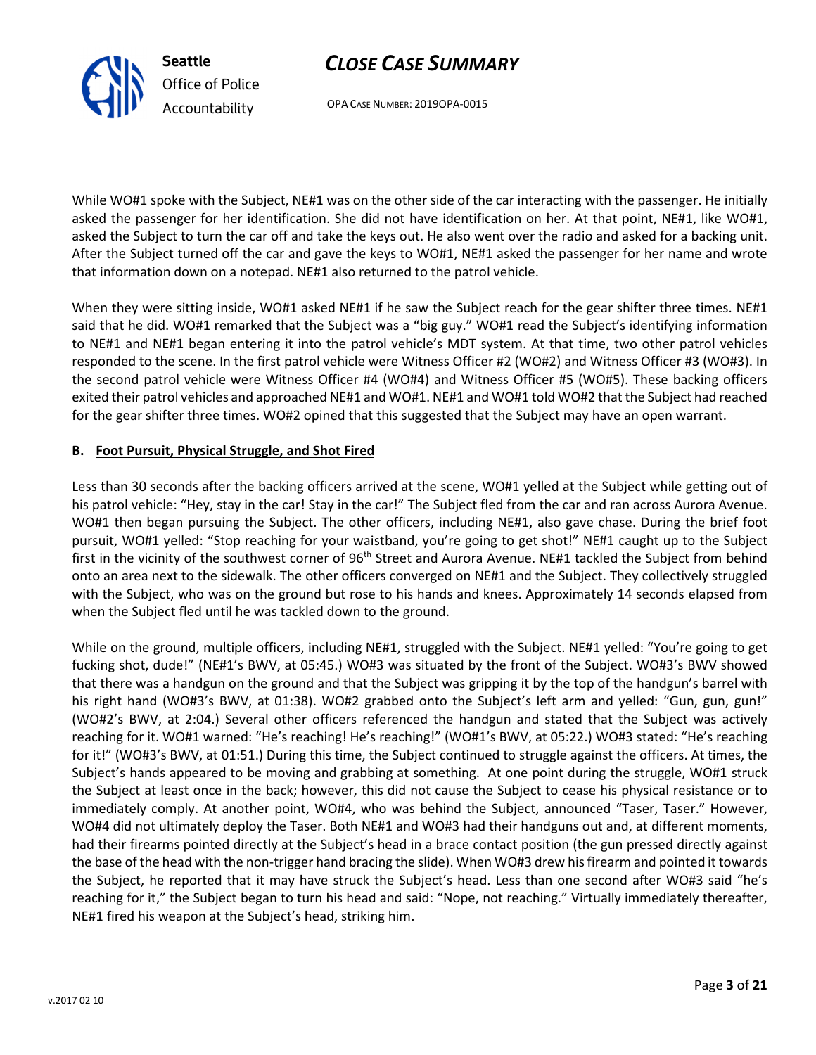While WO#1 spoke with the Subject, NE#1 was on the other side of the car interacting with the passenger. He initially asked the passenger for her identification. She did not have identification on her. At that point, NE#1, like WO#1, asked the Subject to turn the car off and take the keys out. He also went over the radio and asked for a backing unit. After the Subject turned off the car and gave the keys to WO#1, NE#1 asked the passenger for her name and wrote that information down on a notepad. NE#1 also returned to the patrol vehicle.

When they were sitting inside, WO#1 asked NE#1 if he saw the Subject reach for the gear shifter three times. NE#1 said that he did. WO#1 remarked that the Subject was a "big guy." WO#1 read the Subject's identifying information to NE#1 and NE#1 began entering it into the patrol vehicle's MDT system. At that time, two other patrol vehicles responded to the scene. In the first patrol vehicle were Witness Officer #2 (WO#2) and Witness Officer #3 (WO#3). In the second patrol vehicle were Witness Officer #4 (WO#4) and Witness Officer #5 (WO#5). These backing officers exited their patrol vehicles and approached NE#1 and WO#1. NE#1 and WO#1 told WO#2 that the Subject had reached for the gear shifter three times. WO#2 opined that this suggested that the Subject may have an open warrant.

### B. Foot Pursuit, Physical Struggle, and Shot Fired

Less than 30 seconds after the backing officers arrived at the scene, WO#1 yelled at the Subject while getting out of his patrol vehicle: "Hey, stay in the car! Stay in the car!" The Subject fled from the car and ran across Aurora Avenue. WO#1 then began pursuing the Subject. The other officers, including NE#1, also gave chase. During the brief foot pursuit, WO#1 yelled: "Stop reaching for your waistband, you're going to get shot!" NE#1 caught up to the Subject first in the vicinity of the southwest corner of 96th Street and Aurora Avenue. NE#1 tackled the Subject from behind onto an area next to the sidewalk. The other officers converged on NE#1 and the Subject. They collectively struggled with the Subject, who was on the ground but rose to his hands and knees. Approximately 14 seconds elapsed from when the Subject fled until he was tackled down to the ground.

While on the ground, multiple officers, including NE#1, struggled with the Subject. NE#1 yelled: "You're going to get fucking shot, dude!" (NE#1's BWV, at 05:45.) WO#3 was situated by the front of the Subject. WO#3's BWV showed that there was a handgun on the ground and that the Subject was gripping it by the top of the handgun's barrel with his right hand (WO#3's BWV, at 01:38). WO#2 grabbed onto the Subject's left arm and yelled: "Gun, gun, gun!" (WO#2's BWV, at 2:04.) Several other officers referenced the handgun and stated that the Subject was actively reaching for it. WO#1 warned: "He's reaching! He's reaching!" (WO#1's BWV, at 05:22.) WO#3 stated: "He's reaching for it!" (WO#3's BWV, at 01:51.) During this time, the Subject continued to struggle against the officers. At times, the Subject's hands appeared to be moving and grabbing at something. At one point during the struggle, WO#1 struck the Subject at least once in the back; however, this did not cause the Subject to cease his physical resistance or to immediately comply. At another point, WO#4, who was behind the Subject, announced "Taser, Taser." However, WO#4 did not ultimately deploy the Taser. Both NE#1 and WO#3 had their handguns out and, at different moments, had their firearms pointed directly at the Subject's head in a brace contact position (the gun pressed directly against the base of the head with the non-trigger hand bracing the slide). When WO#3 drew his firearm and pointed it towards the Subject, he reported that it may have struck the Subject's head. Less than one second after WO#3 said "he's reaching for it," the Subject began to turn his head and said: "Nope, not reaching." Virtually immediately thereafter, NE#1 fired his weapon at the Subject's head, striking him.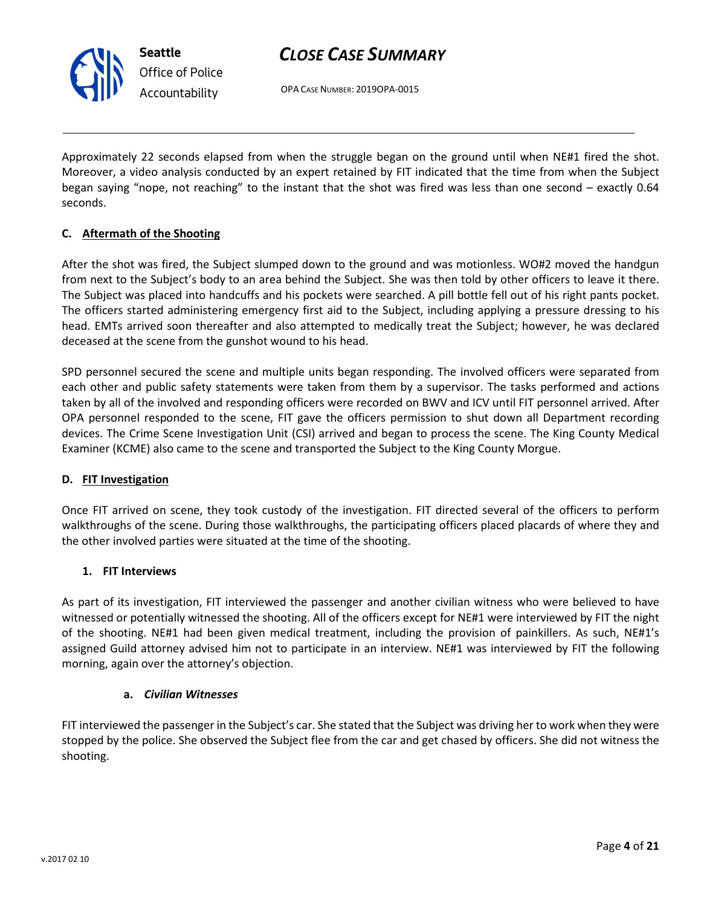Approximately 22 seconds elapsed from when the struggle began on the ground until when NE#1 fired the shot. Moreover, a video analysis conducted by an expert retained by FIT indicated that the time from when the Subject began saying "nope, not reaching" to the instant that the shot was fired was less than one second – exactly 0.64 seconds.

### C. Aftermath of the Shooting

After the shot was fired, the Subject slumped down to the ground and was motionless. WO#2 moved the handgun from next to the Subject's body to an area behind the Subject. She was then told by other officers to leave it there. The Subject was placed into handcuffs and his pockets were searched. A pill bottle fell out of his right pants pocket. The officers started administering emergency first aid to the Subject, including applying a pressure dressing to his head. EMTs arrived soon thereafter and also attempted to medically treat the Subject; however, he was declared deceased at the scene from the gunshot wound to his head.

SPD personnel secured the scene and multiple units began responding. The involved officers were separated from each other and public safety statements were taken from them by a supervisor. The tasks performed and actions taken by all of the involved and responding officers were recorded on BWV and ICV until FIT personnel arrived. After OPA personnel responded to the scene, FIT gave the officers permission to shut down all Department recording devices. The Crime Scene Investigation Unit (CSI) arrived and began to process the scene. The King County Medical Examiner (KCME) also came to the scene and transported the Subject to the King County Morgue.

### D. FIT Investigation

Once FIT arrived on scene, they took custody of the investigation. FIT directed several of the officers to perform walkthroughs of the scene. During those walkthroughs, the participating officers placed placards of where they and the other involved parties were situated at the time of the shooting.

#### 1. FIT Interviews

As part of its investigation, FIT interviewed the passenger and another civilian witness who were believed to have witnessed or potentially witnessed the shooting. All of the officers except for NE#1 were interviewed by FIT the night of the shooting. NE#1 had been given medical treatment, including the provision of painkillers. As such, NE#1's assigned Guild attorney advised him not to participate in an interview. NE#1 was interviewed by FIT the following morning, again over the attorney's objection.

##### a. *Civilian Witnesses*

FIT interviewed the passenger in the Subject's car. She stated that the Subject was driving her to work when they were stopped by the police. She observed the Subject flee from the car and get chased by officers. She did not witness the shooting.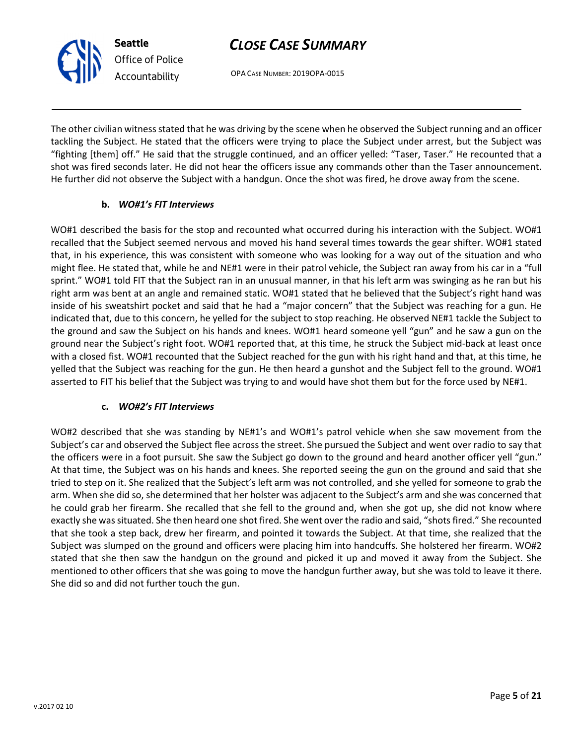The other civilian witness stated that he was driving by the scene when he observed the Subject running and an officer tackling the Subject. He stated that the officers were trying to place the Subject under arrest, but the Subject was "fighting [them] off." He said that the struggle continued, and an officer yelled: "Taser, Taser." He recounted that a shot was fired seconds later. He did not hear the officers issue any commands other than the Taser announcement. He further did not observe the Subject with a handgun. Once the shot was fired, he drove away from the scene.

**b. *WO#1's FIT Interviews***

WO#1 described the basis for the stop and recounted what occurred during his interaction with the Subject. WO#1 recalled that the Subject seemed nervous and moved his hand several times towards the gear shifter. WO#1 stated that, in his experience, this was consistent with someone who was looking for a way out of the situation and who might flee. He stated that, while he and NE#1 were in their patrol vehicle, the Subject ran away from his car in a "full sprint." WO#1 told FIT that the Subject ran in an unusual manner, in that his left arm was swinging as he ran but his right arm was bent at an angle and remained static. WO#1 stated that he believed that the Subject's right hand was inside of his sweatshirt pocket and said that he had a "major concern" that the Subject was reaching for a gun. He indicated that, due to this concern, he yelled for the subject to stop reaching. He observed NE#1 tackle the Subject to the ground and saw the Subject on his hands and knees. WO#1 heard someone yell "gun" and he saw a gun on the ground near the Subject's right foot. WO#1 reported that, at this time, he struck the Subject mid-back at least once with a closed fist. WO#1 recounted that the Subject reached for the gun with his right hand and that, at this time, he yelled that the Subject was reaching for the gun. He then heard a gunshot and the Subject fell to the ground. WO#1 asserted to FIT his belief that the Subject was trying to and would have shot them but for the force used by NE#1.

**c. *WO#2's FIT Interviews***

WO#2 described that she was standing by NE#1's and WO#1's patrol vehicle when she saw movement from the Subject's car and observed the Subject flee across the street. She pursued the Subject and went over radio to say that the officers were in a foot pursuit. She saw the Subject go down to the ground and heard another officer yell "gun." At that time, the Subject was on his hands and knees. She reported seeing the gun on the ground and said that she tried to step on it. She realized that the Subject's left arm was not controlled, and she yelled for someone to grab the arm. When she did so, she determined that her holster was adjacent to the Subject's arm and she was concerned that he could grab her firearm. She recalled that she fell to the ground and, when she got up, she did not know where exactly she was situated. She then heard one shot fired. She went over the radio and said, "shots fired." She recounted that she took a step back, drew her firearm, and pointed it towards the Subject. At that time, she realized that the Subject was slumped on the ground and officers were placing him into handcuffs. She holstered her firearm. WO#2 stated that she then saw the handgun on the ground and picked it up and moved it away from the Subject. She mentioned to other officers that she was going to move the handgun further away, but she was told to leave it there. She did so and did not further touch the gun.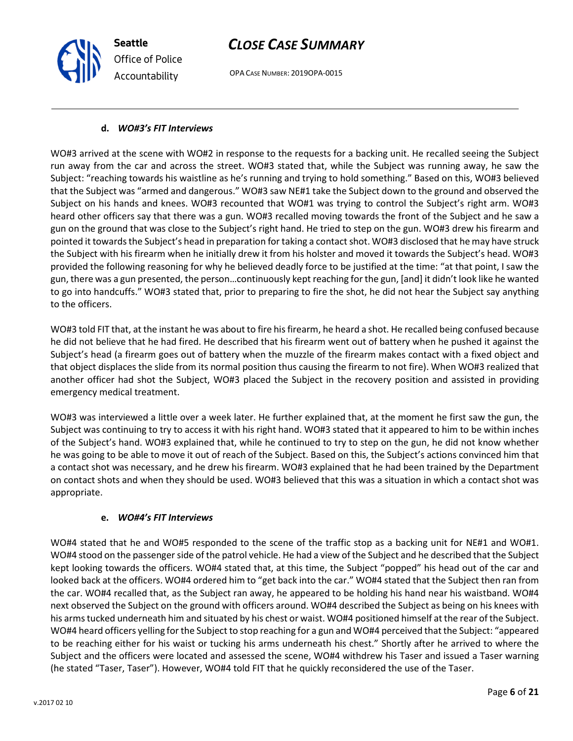**d. *WO#3's FIT Interviews***

WO#3 arrived at the scene with WO#2 in response to the requests for a backing unit. He recalled seeing the Subject run away from the car and across the street. WO#3 stated that, while the Subject was running away, he saw the Subject: "reaching towards his waistline as he's running and trying to hold something." Based on this, WO#3 believed that the Subject was "armed and dangerous." WO#3 saw NE#1 take the Subject down to the ground and observed the Subject on his hands and knees. WO#3 recounted that WO#1 was trying to control the Subject's right arm. WO#3 heard other officers say that there was a gun. WO#3 recalled moving towards the front of the Subject and he saw a gun on the ground that was close to the Subject's right hand. He tried to step on the gun. WO#3 drew his firearm and pointed it towards the Subject's head in preparation for taking a contact shot. WO#3 disclosed that he may have struck the Subject with his firearm when he initially drew it from his holster and moved it towards the Subject's head. WO#3 provided the following reasoning for why he believed deadly force to be justified at the time: "at that point, I saw the gun, there was a gun presented, the person…continuously kept reaching for the gun, [and] it didn't look like he wanted to go into handcuffs." WO#3 stated that, prior to preparing to fire the shot, he did not hear the Subject say anything to the officers.

WO#3 told FIT that, at the instant he was about to fire his firearm, he heard a shot. He recalled being confused because he did not believe that he had fired. He described that his firearm went out of battery when he pushed it against the Subject's head (a firearm goes out of battery when the muzzle of the firearm makes contact with a fixed object and that object displaces the slide from its normal position thus causing the firearm to not fire). When WO#3 realized that another officer had shot the Subject, WO#3 placed the Subject in the recovery position and assisted in providing emergency medical treatment.

WO#3 was interviewed a little over a week later. He further explained that, at the moment he first saw the gun, the Subject was continuing to try to access it with his right hand. WO#3 stated that it appeared to him to be within inches of the Subject's hand. WO#3 explained that, while he continued to try to step on the gun, he did not know whether he was going to be able to move it out of reach of the Subject. Based on this, the Subject's actions convinced him that a contact shot was necessary, and he drew his firearm. WO#3 explained that he had been trained by the Department on contact shots and when they should be used. WO#3 believed that this was a situation in which a contact shot was appropriate.

**e. *WO#4's FIT Interviews***

WO#4 stated that he and WO#5 responded to the scene of the traffic stop as a backing unit for NE#1 and WO#1. WO#4 stood on the passenger side of the patrol vehicle. He had a view of the Subject and he described that the Subject kept looking towards the officers. WO#4 stated that, at this time, the Subject "popped" his head out of the car and looked back at the officers. WO#4 ordered him to "get back into the car." WO#4 stated that the Subject then ran from the car. WO#4 recalled that, as the Subject ran away, he appeared to be holding his hand near his waistband. WO#4 next observed the Subject on the ground with officers around. WO#4 described the Subject as being on his knees with his arms tucked underneath him and situated by his chest or waist. WO#4 positioned himself at the rear of the Subject. WO#4 heard officers yelling for the Subject to stop reaching for a gun and WO#4 perceived that the Subject: "appeared to be reaching either for his waist or tucking his arms underneath his chest." Shortly after he arrived to where the Subject and the officers were located and assessed the scene, WO#4 withdrew his Taser and issued a Taser warning (he stated "Taser, Taser"). However, WO#4 told FIT that he quickly reconsidered the use of the Taser.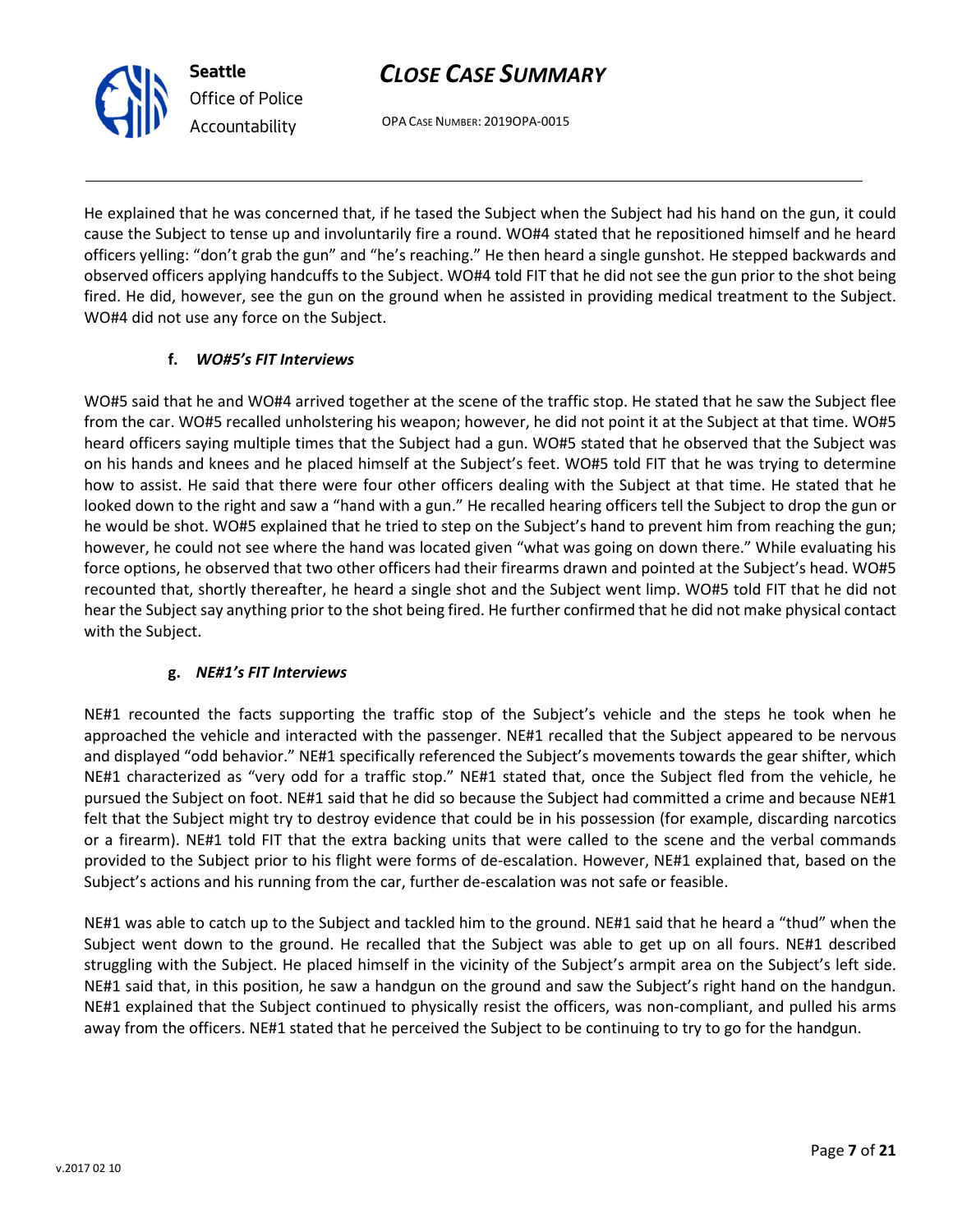He explained that he was concerned that, if he tased the Subject when the Subject had his hand on the gun, it could cause the Subject to tense up and involuntarily fire a round. WO#4 stated that he repositioned himself and he heard officers yelling: "don't grab the gun" and "he's reaching." He then heard a single gunshot. He stepped backwards and observed officers applying handcuffs to the Subject. WO#4 told FIT that he did not see the gun prior to the shot being fired. He did, however, see the gun on the ground when he assisted in providing medical treatment to the Subject. WO#4 did not use any force on the Subject.

#### f. *WO#5's FIT Interviews*

WO#5 said that he and WO#4 arrived together at the scene of the traffic stop. He stated that he saw the Subject flee from the car. WO#5 recalled unholstering his weapon; however, he did not point it at the Subject at that time. WO#5 heard officers saying multiple times that the Subject had a gun. WO#5 stated that he observed that the Subject was on his hands and knees and he placed himself at the Subject's feet. WO#5 told FIT that he was trying to determine how to assist. He said that there were four other officers dealing with the Subject at that time. He stated that he looked down to the right and saw a "hand with a gun." He recalled hearing officers tell the Subject to drop the gun or he would be shot. WO#5 explained that he tried to step on the Subject's hand to prevent him from reaching the gun; however, he could not see where the hand was located given "what was going on down there." While evaluating his force options, he observed that two other officers had their firearms drawn and pointed at the Subject's head. WO#5 recounted that, shortly thereafter, he heard a single shot and the Subject went limp. WO#5 told FIT that he did not hear the Subject say anything prior to the shot being fired. He further confirmed that he did not make physical contact with the Subject.

#### g. *NE#1's FIT Interviews*

NE#1 recounted the facts supporting the traffic stop of the Subject's vehicle and the steps he took when he approached the vehicle and interacted with the passenger. NE#1 recalled that the Subject appeared to be nervous and displayed "odd behavior." NE#1 specifically referenced the Subject's movements towards the gear shifter, which NE#1 characterized as "very odd for a traffic stop." NE#1 stated that, once the Subject fled from the vehicle, he pursued the Subject on foot. NE#1 said that he did so because the Subject had committed a crime and because NE#1 felt that the Subject might try to destroy evidence that could be in his possession (for example, discarding narcotics or a firearm). NE#1 told FIT that the extra backing units that were called to the scene and the verbal commands provided to the Subject prior to his flight were forms of de-escalation. However, NE#1 explained that, based on the Subject's actions and his running from the car, further de-escalation was not safe or feasible.

NE#1 was able to catch up to the Subject and tackled him to the ground. NE#1 said that he heard a "thud" when the Subject went down to the ground. He recalled that the Subject was able to get up on all fours. NE#1 described struggling with the Subject. He placed himself in the vicinity of the Subject's armpit area on the Subject's left side. NE#1 said that, in this position, he saw a handgun on the ground and saw the Subject's right hand on the handgun. NE#1 explained that the Subject continued to physically resist the officers, was non-compliant, and pulled his arms away from the officers. NE#1 stated that he perceived the Subject to be continuing to try to go for the handgun.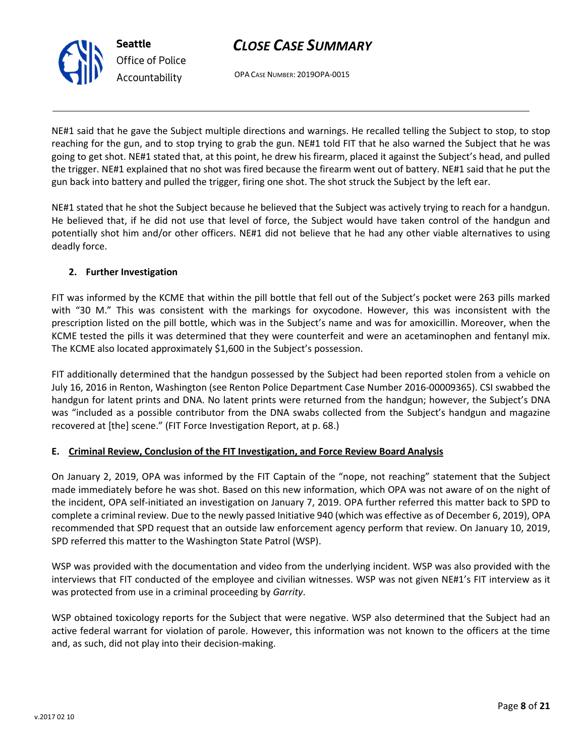NE#1 said that he gave the Subject multiple directions and warnings. He recalled telling the Subject to stop, to stop reaching for the gun, and to stop trying to grab the gun. NE#1 told FIT that he also warned the Subject that he was going to get shot. NE#1 stated that, at this point, he drew his firearm, placed it against the Subject's head, and pulled the trigger. NE#1 explained that no shot was fired because the firearm went out of battery. NE#1 said that he put the gun back into battery and pulled the trigger, firing one shot. The shot struck the Subject by the left ear.

NE#1 stated that he shot the Subject because he believed that the Subject was actively trying to reach for a handgun. He believed that, if he did not use that level of force, the Subject would have taken control of the handgun and potentially shot him and/or other officers. NE#1 did not believe that he had any other viable alternatives to using deadly force.

### 2. Further Investigation

FIT was informed by the KCME that within the pill bottle that fell out of the Subject's pocket were 263 pills marked with "30 M." This was consistent with the markings for oxycodone. However, this was inconsistent with the prescription listed on the pill bottle, which was in the Subject's name and was for amoxicillin. Moreover, when the KCME tested the pills it was determined that they were counterfeit and were an acetaminophen and fentanyl mix. The KCME also located approximately $1,600 in the Subject's possession.

FIT additionally determined that the handgun possessed by the Subject had been reported stolen from a vehicle on July 16, 2016 in Renton, Washington (see Renton Police Department Case Number 2016-00009365). CSI swabbed the handgun for latent prints and DNA. No latent prints were returned from the handgun; however, the Subject's DNA was "included as a possible contributor from the DNA swabs collected from the Subject's handgun and magazine recovered at [the] scene." (FIT Force Investigation Report, at p. 68.)

### E. Criminal Review, Conclusion of the FIT Investigation, and Force Review Board Analysis

On January 2, 2019, OPA was informed by the FIT Captain of the "nope, not reaching" statement that the Subject made immediately before he was shot. Based on this new information, which OPA was not aware of on the night of the incident, OPA self-initiated an investigation on January 7, 2019. OPA further referred this matter back to SPD to complete a criminal review. Due to the newly passed Initiative 940 (which was effective as of December 6, 2019), OPA recommended that SPD request that an outside law enforcement agency perform that review. On January 10, 2019, SPD referred this matter to the Washington State Patrol (WSP).

WSP was provided with the documentation and video from the underlying incident. WSP was also provided with the interviews that FIT conducted of the employee and civilian witnesses. WSP was not given NE#1's FIT interview as it was protected from use in a criminal proceeding by *Garrity*.

WSP obtained toxicology reports for the Subject that were negative. WSP also determined that the Subject had an active federal warrant for violation of parole. However, this information was not known to the officers at the time and, as such, did not play into their decision-making.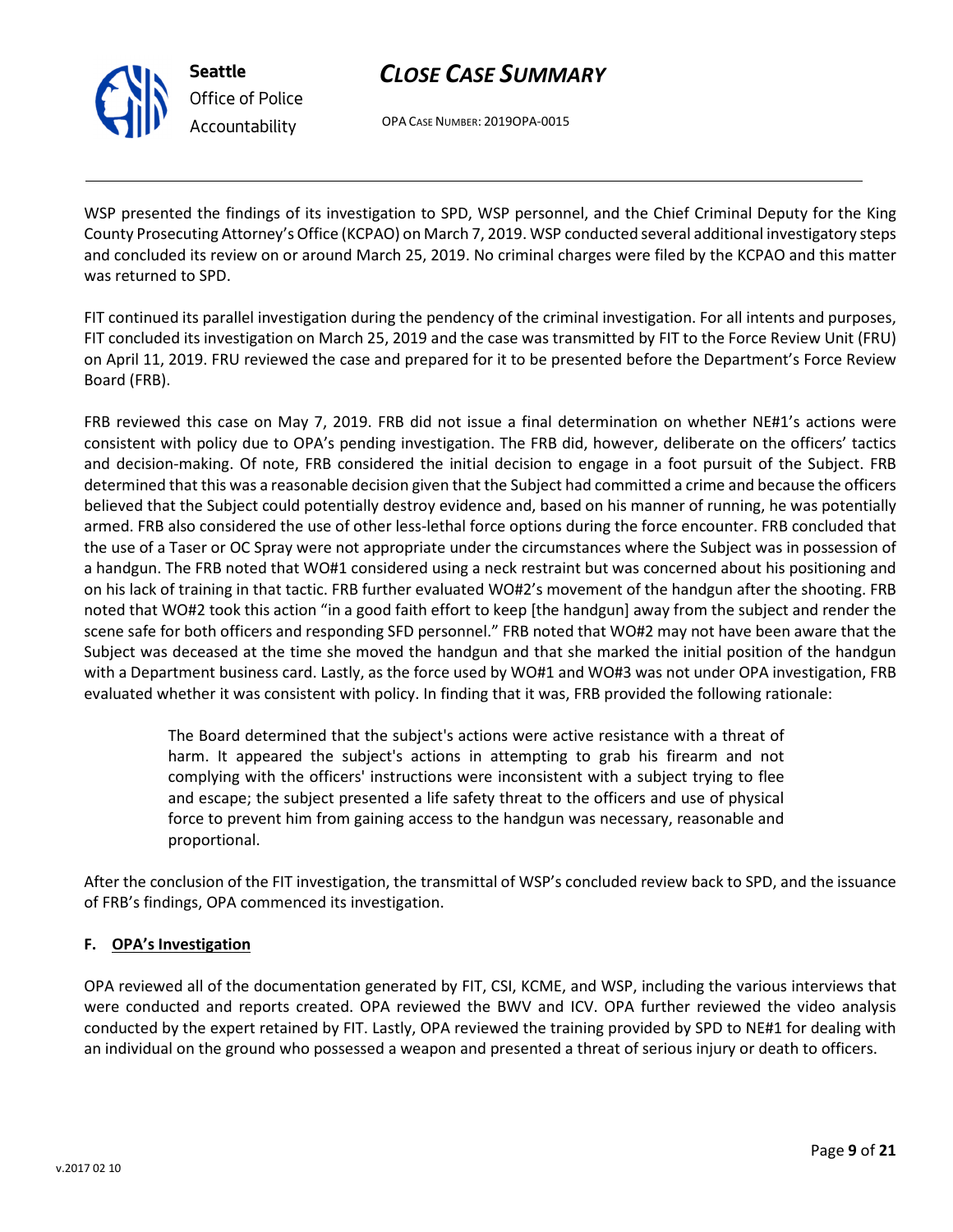WSP presented the findings of its investigation to SPD, WSP personnel, and the Chief Criminal Deputy for the King County Prosecuting Attorney's Office (KCPAO) on March 7, 2019. WSP conducted several additional investigatory steps and concluded its review on or around March 25, 2019. No criminal charges were filed by the KCPAO and this matter was returned to SPD.

FIT continued its parallel investigation during the pendency of the criminal investigation. For all intents and purposes, FIT concluded its investigation on March 25, 2019 and the case was transmitted by FIT to the Force Review Unit (FRU) on April 11, 2019. FRU reviewed the case and prepared for it to be presented before the Department's Force Review Board (FRB).

FRB reviewed this case on May 7, 2019. FRB did not issue a final determination on whether NE#1's actions were consistent with policy due to OPA's pending investigation. The FRB did, however, deliberate on the officers' tactics and decision-making. Of note, FRB considered the initial decision to engage in a foot pursuit of the Subject. FRB determined that this was a reasonable decision given that the Subject had committed a crime and because the officers believed that the Subject could potentially destroy evidence and, based on his manner of running, he was potentially armed. FRB also considered the use of other less-lethal force options during the force encounter. FRB concluded that the use of a Taser or OC Spray were not appropriate under the circumstances where the Subject was in possession of a handgun. The FRB noted that WO#1 considered using a neck restraint but was concerned about his positioning and on his lack of training in that tactic. FRB further evaluated WO#2's movement of the handgun after the shooting. FRB noted that WO#2 took this action "in a good faith effort to keep [the handgun] away from the subject and render the scene safe for both officers and responding SFD personnel." FRB noted that WO#2 may not have been aware that the Subject was deceased at the time she moved the handgun and that she marked the initial position of the handgun with a Department business card. Lastly, as the force used by WO#1 and WO#3 was not under OPA investigation, FRB evaluated whether it was consistent with policy. In finding that it was, FRB provided the following rationale:

> The Board determined that the subject's actions were active resistance with a threat of harm. It appeared the subject's actions in attempting to grab his firearm and not complying with the officers' instructions were inconsistent with a subject trying to flee and escape; the subject presented a life safety threat to the officers and use of physical force to prevent him from gaining access to the handgun was necessary, reasonable and proportional.

After the conclusion of the FIT investigation, the transmittal of WSP's concluded review back to SPD, and the issuance of FRB's findings, OPA commenced its investigation.

### F. OPA's Investigation

OPA reviewed all of the documentation generated by FIT, CSI, KCME, and WSP, including the various interviews that were conducted and reports created. OPA reviewed the BWV and ICV. OPA further reviewed the video analysis conducted by the expert retained by FIT. Lastly, OPA reviewed the training provided by SPD to NE#1 for dealing with an individual on the ground who possessed a weapon and presented a threat of serious injury or death to officers.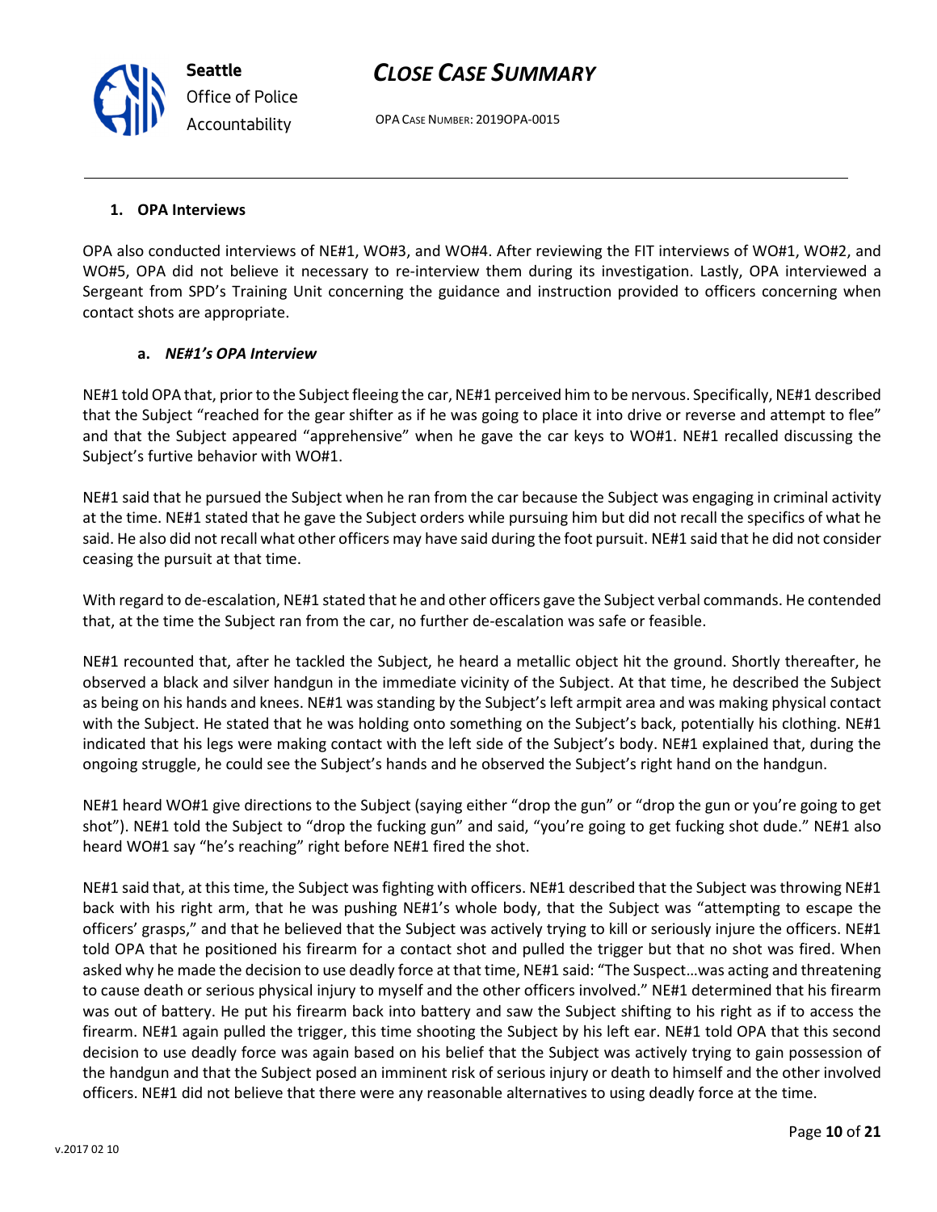### 1. OPA Interviews

OPA also conducted interviews of NE#1, WO#3, and WO#4. After reviewing the FIT interviews of WO#1, WO#2, and WO#5, OPA did not believe it necessary to re-interview them during its investigation. Lastly, OPA interviewed a Sergeant from SPD's Training Unit concerning the guidance and instruction provided to officers concerning when contact shots are appropriate.

#### a. *NE#1's OPA Interview*

NE#1 told OPA that, prior to the Subject fleeing the car, NE#1 perceived him to be nervous. Specifically, NE#1 described that the Subject "reached for the gear shifter as if he was going to place it into drive or reverse and attempt to flee" and that the Subject appeared "apprehensive" when he gave the car keys to WO#1. NE#1 recalled discussing the Subject's furtive behavior with WO#1.

NE#1 said that he pursued the Subject when he ran from the car because the Subject was engaging in criminal activity at the time. NE#1 stated that he gave the Subject orders while pursuing him but did not recall the specifics of what he said. He also did not recall what other officers may have said during the foot pursuit. NE#1 said that he did not consider ceasing the pursuit at that time.

With regard to de-escalation, NE#1 stated that he and other officers gave the Subject verbal commands. He contended that, at the time the Subject ran from the car, no further de-escalation was safe or feasible.

NE#1 recounted that, after he tackled the Subject, he heard a metallic object hit the ground. Shortly thereafter, he observed a black and silver handgun in the immediate vicinity of the Subject. At that time, he described the Subject as being on his hands and knees. NE#1 was standing by the Subject's left armpit area and was making physical contact with the Subject. He stated that he was holding onto something on the Subject's back, potentially his clothing. NE#1 indicated that his legs were making contact with the left side of the Subject's body. NE#1 explained that, during the ongoing struggle, he could see the Subject's hands and he observed the Subject's right hand on the handgun.

NE#1 heard WO#1 give directions to the Subject (saying either "drop the gun" or "drop the gun or you're going to get shot"). NE#1 told the Subject to "drop the fucking gun" and said, "you're going to get fucking shot dude." NE#1 also heard WO#1 say "he's reaching" right before NE#1 fired the shot.

NE#1 said that, at this time, the Subject was fighting with officers. NE#1 described that the Subject was throwing NE#1 back with his right arm, that he was pushing NE#1's whole body, that the Subject was "attempting to escape the officers' grasps," and that he believed that the Subject was actively trying to kill or seriously injure the officers. NE#1 told OPA that he positioned his firearm for a contact shot and pulled the trigger but that no shot was fired. When asked why he made the decision to use deadly force at that time, NE#1 said: "The Suspect…was acting and threatening to cause death or serious physical injury to myself and the other officers involved." NE#1 determined that his firearm was out of battery. He put his firearm back into battery and saw the Subject shifting to his right as if to access the firearm. NE#1 again pulled the trigger, this time shooting the Subject by his left ear. NE#1 told OPA that this second decision to use deadly force was again based on his belief that the Subject was actively trying to gain possession of the handgun and that the Subject posed an imminent risk of serious injury or death to himself and the other involved officers. NE#1 did not believe that there were any reasonable alternatives to using deadly force at the time.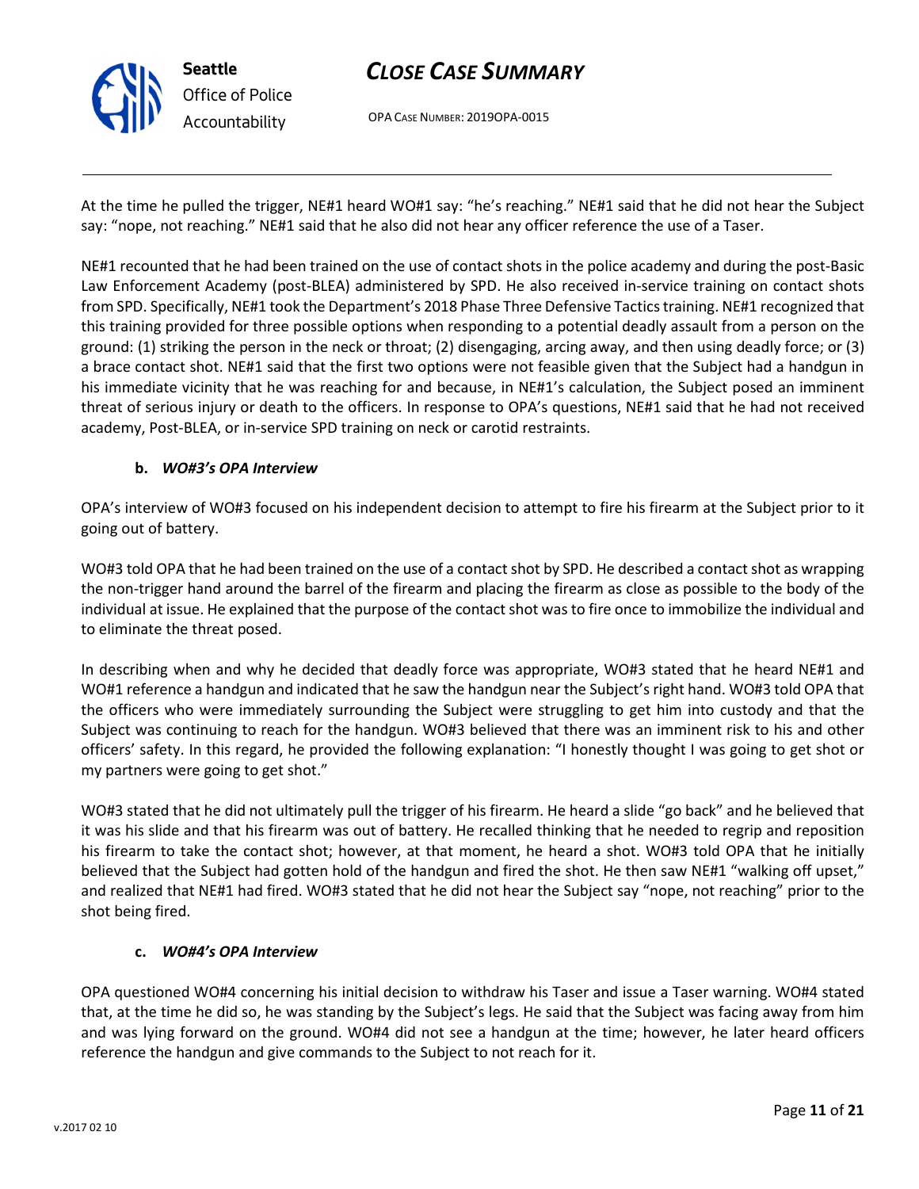At the time he pulled the trigger, NE#1 heard WO#1 say: "he's reaching." NE#1 said that he did not hear the Subject say: "nope, not reaching." NE#1 said that he also did not hear any officer reference the use of a Taser.

NE#1 recounted that he had been trained on the use of contact shots in the police academy and during the post-Basic Law Enforcement Academy (post-BLEA) administered by SPD. He also received in-service training on contact shots from SPD. Specifically, NE#1 took the Department's 2018 Phase Three Defensive Tactics training. NE#1 recognized that this training provided for three possible options when responding to a potential deadly assault from a person on the ground: (1) striking the person in the neck or throat; (2) disengaging, arcing away, and then using deadly force; or (3) a brace contact shot. NE#1 said that the first two options were not feasible given that the Subject had a handgun in his immediate vicinity that he was reaching for and because, in NE#1's calculation, the Subject posed an imminent threat of serious injury or death to the officers. In response to OPA's questions, NE#1 said that he had not received academy, Post-BLEA, or in-service SPD training on neck or carotid restraints.

**b. *WO#3's OPA Interview***

OPA's interview of WO#3 focused on his independent decision to attempt to fire his firearm at the Subject prior to it going out of battery.

WO#3 told OPA that he had been trained on the use of a contact shot by SPD. He described a contact shot as wrapping the non-trigger hand around the barrel of the firearm and placing the firearm as close as possible to the body of the individual at issue. He explained that the purpose of the contact shot was to fire once to immobilize the individual and to eliminate the threat posed.

In describing when and why he decided that deadly force was appropriate, WO#3 stated that he heard NE#1 and WO#1 reference a handgun and indicated that he saw the handgun near the Subject's right hand. WO#3 told OPA that the officers who were immediately surrounding the Subject were struggling to get him into custody and that the Subject was continuing to reach for the handgun. WO#3 believed that there was an imminent risk to his and other officers' safety. In this regard, he provided the following explanation: "I honestly thought I was going to get shot or my partners were going to get shot."

WO#3 stated that he did not ultimately pull the trigger of his firearm. He heard a slide "go back" and he believed that it was his slide and that his firearm was out of battery. He recalled thinking that he needed to regrip and reposition his firearm to take the contact shot; however, at that moment, he heard a shot. WO#3 told OPA that he initially believed that the Subject had gotten hold of the handgun and fired the shot. He then saw NE#1 "walking off upset," and realized that NE#1 had fired. WO#3 stated that he did not hear the Subject say "nope, not reaching" prior to the shot being fired.

**c. *WO#4's OPA Interview***

OPA questioned WO#4 concerning his initial decision to withdraw his Taser and issue a Taser warning. WO#4 stated that, at the time he did so, he was standing by the Subject's legs. He said that the Subject was facing away from him and was lying forward on the ground. WO#4 did not see a handgun at the time; however, he later heard officers reference the handgun and give commands to the Subject to not reach for it.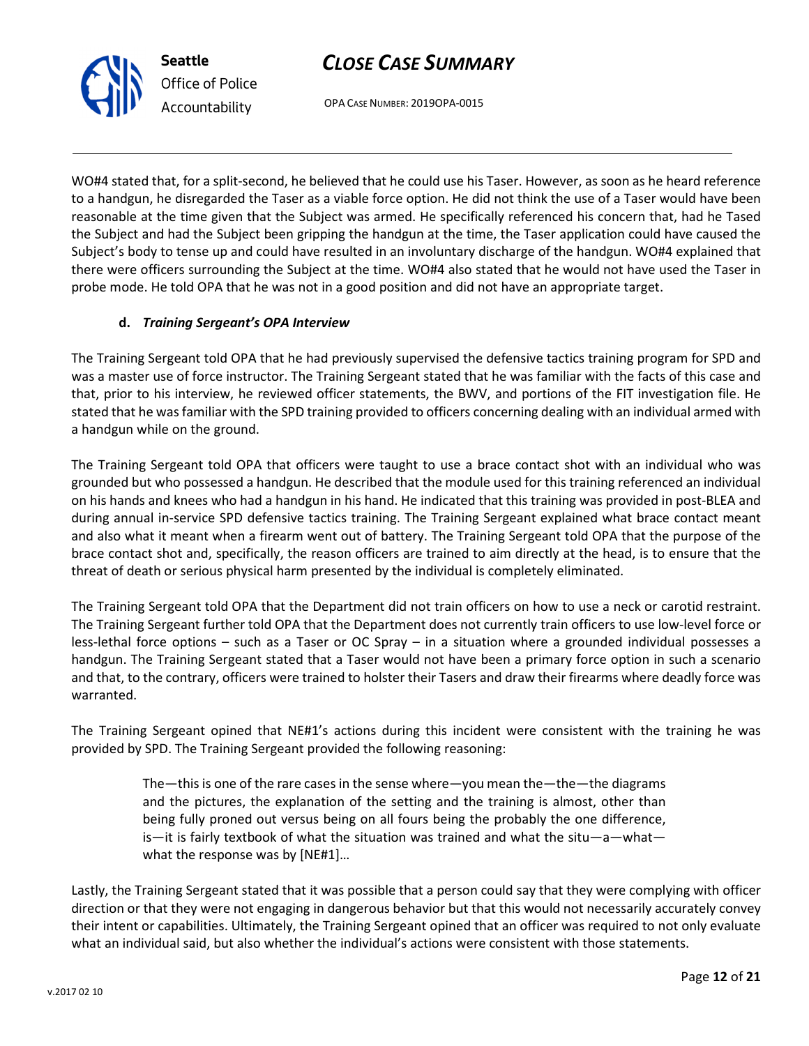WO#4 stated that, for a split-second, he believed that he could use his Taser. However, as soon as he heard reference to a handgun, he disregarded the Taser as a viable force option. He did not think the use of a Taser would have been reasonable at the time given that the Subject was armed. He specifically referenced his concern that, had he Tased the Subject and had the Subject been gripping the handgun at the time, the Taser application could have caused the Subject's body to tense up and could have resulted in an involuntary discharge of the handgun. WO#4 explained that there were officers surrounding the Subject at the time. WO#4 also stated that he would not have used the Taser in probe mode. He told OPA that he was not in a good position and did not have an appropriate target.

**d. *Training Sergeant's OPA Interview***

The Training Sergeant told OPA that he had previously supervised the defensive tactics training program for SPD and was a master use of force instructor. The Training Sergeant stated that he was familiar with the facts of this case and that, prior to his interview, he reviewed officer statements, the BWV, and portions of the FIT investigation file. He stated that he was familiar with the SPD training provided to officers concerning dealing with an individual armed with a handgun while on the ground.

The Training Sergeant told OPA that officers were taught to use a brace contact shot with an individual who was grounded but who possessed a handgun. He described that the module used for this training referenced an individual on his hands and knees who had a handgun in his hand. He indicated that this training was provided in post-BLEA and during annual in-service SPD defensive tactics training. The Training Sergeant explained what brace contact meant and also what it meant when a firearm went out of battery. The Training Sergeant told OPA that the purpose of the brace contact shot and, specifically, the reason officers are trained to aim directly at the head, is to ensure that the threat of death or serious physical harm presented by the individual is completely eliminated.

The Training Sergeant told OPA that the Department did not train officers on how to use a neck or carotid restraint. The Training Sergeant further told OPA that the Department does not currently train officers to use low-level force or less-lethal force options – such as a Taser or OC Spray – in a situation where a grounded individual possesses a handgun. The Training Sergeant stated that a Taser would not have been a primary force option in such a scenario and that, to the contrary, officers were trained to holster their Tasers and draw their firearms where deadly force was warranted.

The Training Sergeant opined that NE#1's actions during this incident were consistent with the training he was provided by SPD. The Training Sergeant provided the following reasoning:

> The—this is one of the rare cases in the sense where—you mean the—the—the diagrams and the pictures, the explanation of the setting and the training is almost, other than being fully proned out versus being on all fours being the probably the one difference, is—it is fairly textbook of what the situation was trained and what the situ—a—what—what the response was by [NE#1]…

Lastly, the Training Sergeant stated that it was possible that a person could say that they were complying with officer direction or that they were not engaging in dangerous behavior but that this would not necessarily accurately convey their intent or capabilities. Ultimately, the Training Sergeant opined that an officer was required to not only evaluate what an individual said, but also whether the individual's actions were consistent with those statements.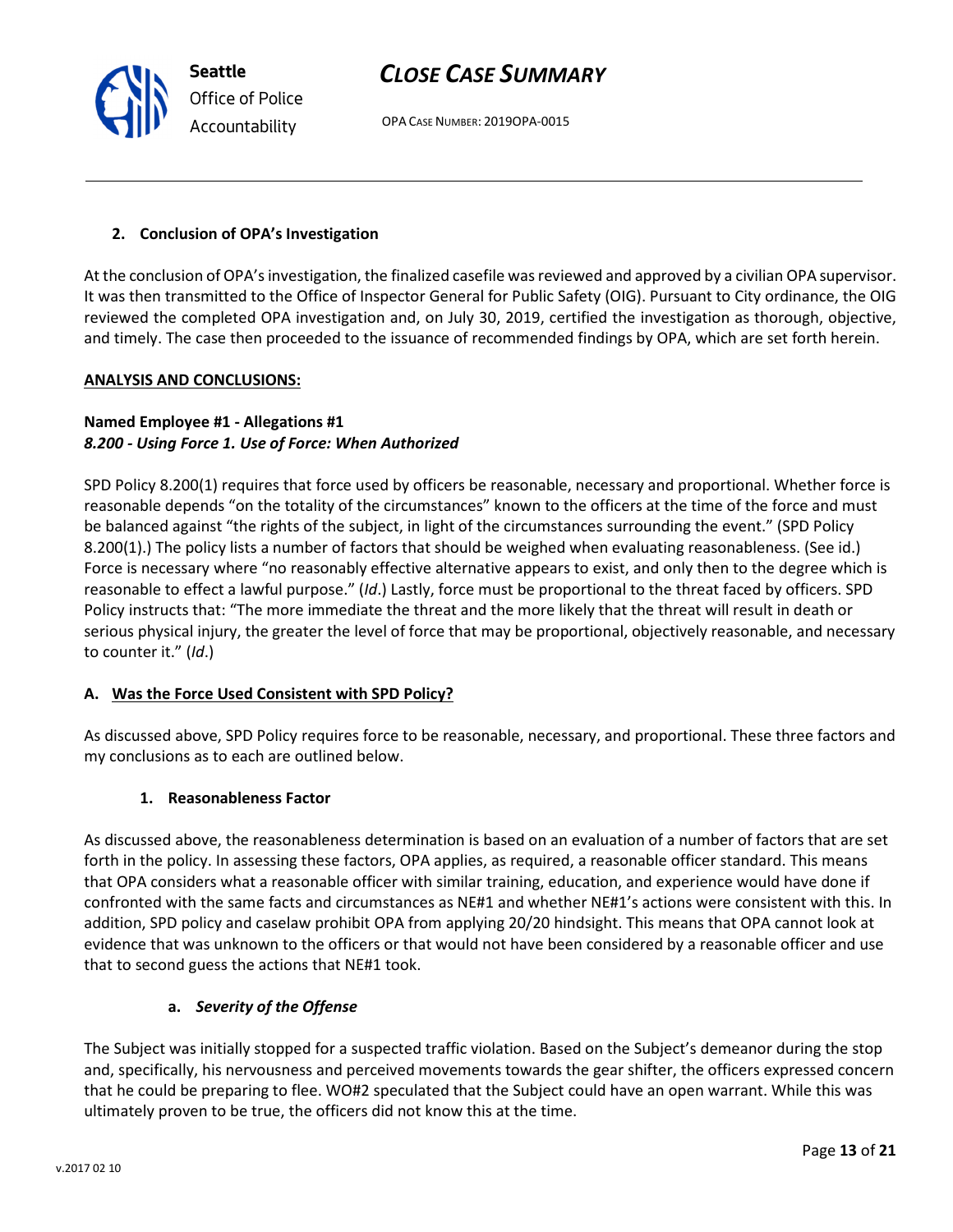**2. Conclusion of OPA's Investigation**

At the conclusion of OPA's investigation, the finalized casefile was reviewed and approved by a civilian OPA supervisor. It was then transmitted to the Office of Inspector General for Public Safety (OIG). Pursuant to City ordinance, the OIG reviewed the completed OPA investigation and, on July 30, 2019, certified the investigation as thorough, objective, and timely. The case then proceeded to the issuance of recommended findings by OPA, which are set forth herein.

**ANALYSIS AND CONCLUSIONS:**

**Named Employee #1 - Allegations #1**
***8.200 - Using Force 1. Use of Force: When Authorized***

SPD Policy 8.200(1) requires that force used by officers be reasonable, necessary and proportional. Whether force is reasonable depends "on the totality of the circumstances" known to the officers at the time of the force and must be balanced against "the rights of the subject, in light of the circumstances surrounding the event." (SPD Policy 8.200(1).) The policy lists a number of factors that should be weighed when evaluating reasonableness. (See id.) Force is necessary where "no reasonably effective alternative appears to exist, and only then to the degree which is reasonable to effect a lawful purpose." (*Id*.) Lastly, force must be proportional to the threat faced by officers. SPD Policy instructs that: "The more immediate the threat and the more likely that the threat will result in death or serious physical injury, the greater the level of force that may be proportional, objectively reasonable, and necessary to counter it." (*Id*.)

**A. Was the Force Used Consistent with SPD Policy?**

As discussed above, SPD Policy requires force to be reasonable, necessary, and proportional. These three factors and my conclusions as to each are outlined below.

**1. Reasonableness Factor**

As discussed above, the reasonableness determination is based on an evaluation of a number of factors that are set forth in the policy. In assessing these factors, OPA applies, as required, a reasonable officer standard. This means that OPA considers what a reasonable officer with similar training, education, and experience would have done if confronted with the same facts and circumstances as NE#1 and whether NE#1's actions were consistent with this. In addition, SPD policy and caselaw prohibit OPA from applying 20/20 hindsight. This means that OPA cannot look at evidence that was unknown to the officers or that would not have been considered by a reasonable officer and use that to second guess the actions that NE#1 took.

**a. *Severity of the Offense***

The Subject was initially stopped for a suspected traffic violation. Based on the Subject's demeanor during the stop and, specifically, his nervousness and perceived movements towards the gear shifter, the officers expressed concern that he could be preparing to flee. WO#2 speculated that the Subject could have an open warrant. While this was ultimately proven to be true, the officers did not know this at the time.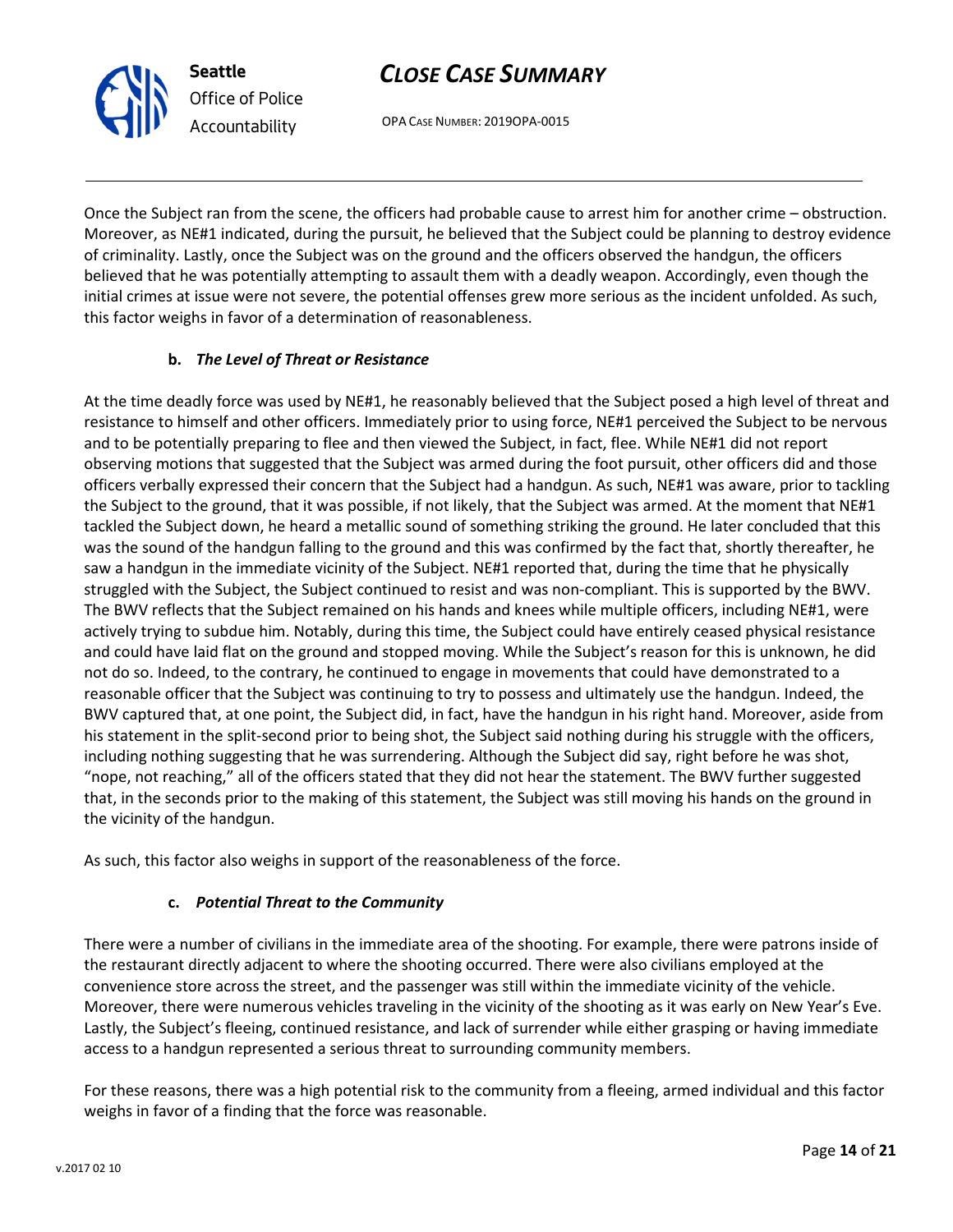Once the Subject ran from the scene, the officers had probable cause to arrest him for another crime – obstruction. Moreover, as NE#1 indicated, during the pursuit, he believed that the Subject could be planning to destroy evidence of criminality. Lastly, once the Subject was on the ground and the officers observed the handgun, the officers believed that he was potentially attempting to assault them with a deadly weapon. Accordingly, even though the initial crimes at issue were not severe, the potential offenses grew more serious as the incident unfolded. As such, this factor weighs in favor of a determination of reasonableness.

**b. *The Level of Threat or Resistance***

At the time deadly force was used by NE#1, he reasonably believed that the Subject posed a high level of threat and resistance to himself and other officers. Immediately prior to using force, NE#1 perceived the Subject to be nervous and to be potentially preparing to flee and then viewed the Subject, in fact, flee. While NE#1 did not report observing motions that suggested that the Subject was armed during the foot pursuit, other officers did and those officers verbally expressed their concern that the Subject had a handgun. As such, NE#1 was aware, prior to tackling the Subject to the ground, that it was possible, if not likely, that the Subject was armed. At the moment that NE#1 tackled the Subject down, he heard a metallic sound of something striking the ground. He later concluded that this was the sound of the handgun falling to the ground and this was confirmed by the fact that, shortly thereafter, he saw a handgun in the immediate vicinity of the Subject. NE#1 reported that, during the time that he physically struggled with the Subject, the Subject continued to resist and was non-compliant. This is supported by the BWV. The BWV reflects that the Subject remained on his hands and knees while multiple officers, including NE#1, were actively trying to subdue him. Notably, during this time, the Subject could have entirely ceased physical resistance and could have laid flat on the ground and stopped moving. While the Subject's reason for this is unknown, he did not do so. Indeed, to the contrary, he continued to engage in movements that could have demonstrated to a reasonable officer that the Subject was continuing to try to possess and ultimately use the handgun. Indeed, the BWV captured that, at one point, the Subject did, in fact, have the handgun in his right hand. Moreover, aside from his statement in the split-second prior to being shot, the Subject said nothing during his struggle with the officers, including nothing suggesting that he was surrendering. Although the Subject did say, right before he was shot, "nope, not reaching," all of the officers stated that they did not hear the statement. The BWV further suggested that, in the seconds prior to the making of this statement, the Subject was still moving his hands on the ground in the vicinity of the handgun.

As such, this factor also weighs in support of the reasonableness of the force.

**c. *Potential Threat to the Community***

There were a number of civilians in the immediate area of the shooting. For example, there were patrons inside of the restaurant directly adjacent to where the shooting occurred. There were also civilians employed at the convenience store across the street, and the passenger was still within the immediate vicinity of the vehicle. Moreover, there were numerous vehicles traveling in the vicinity of the shooting as it was early on New Year's Eve. Lastly, the Subject's fleeing, continued resistance, and lack of surrender while either grasping or having immediate access to a handgun represented a serious threat to surrounding community members.

For these reasons, there was a high potential risk to the community from a fleeing, armed individual and this factor weighs in favor of a finding that the force was reasonable.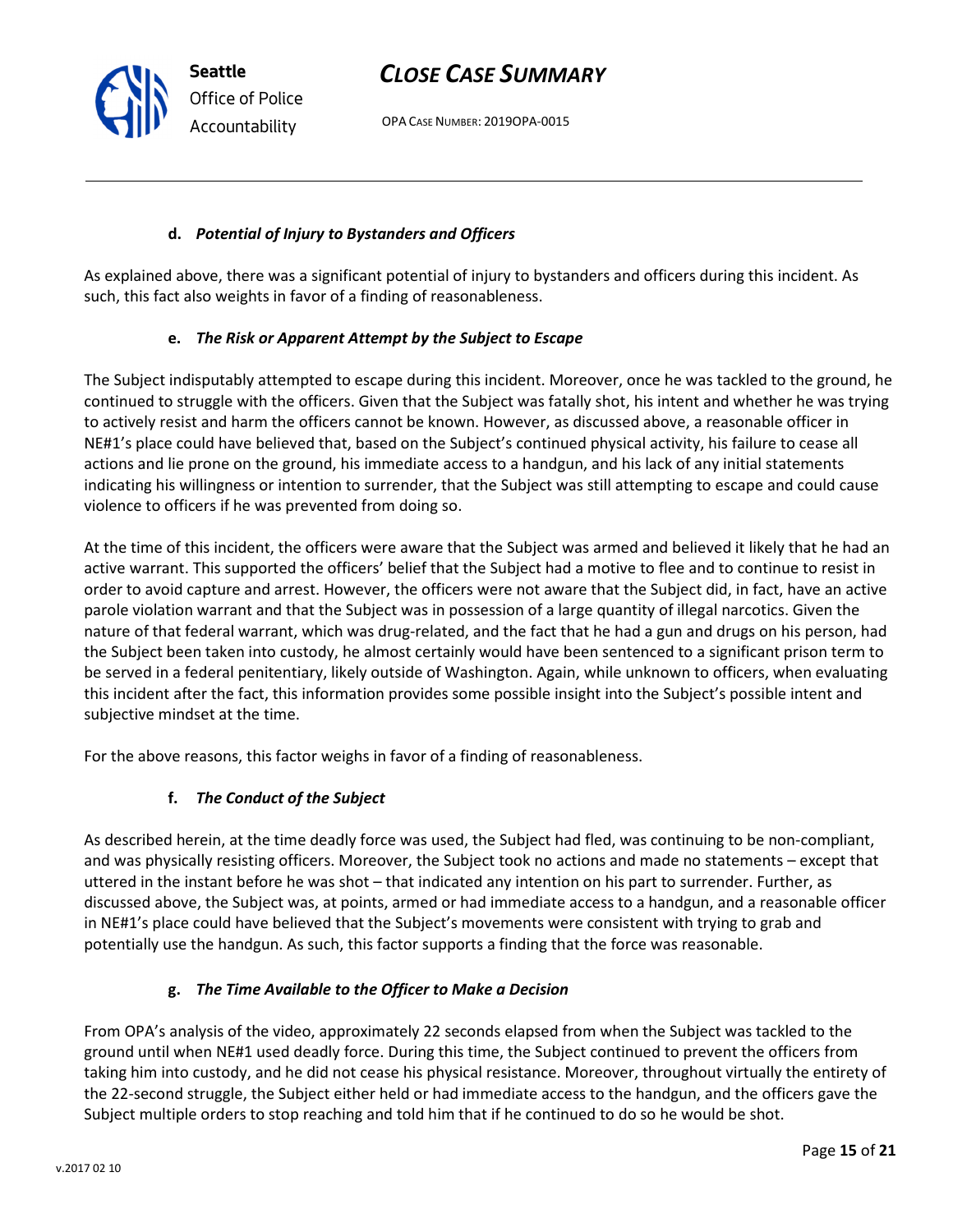#### d. *Potential of Injury to Bystanders and Officers*

As explained above, there was a significant potential of injury to bystanders and officers during this incident. As such, this fact also weights in favor of a finding of reasonableness.

#### e. *The Risk or Apparent Attempt by the Subject to Escape*

The Subject indisputably attempted to escape during this incident. Moreover, once he was tackled to the ground, he continued to struggle with the officers. Given that the Subject was fatally shot, his intent and whether he was trying to actively resist and harm the officers cannot be known. However, as discussed above, a reasonable officer in NE#1's place could have believed that, based on the Subject's continued physical activity, his failure to cease all actions and lie prone on the ground, his immediate access to a handgun, and his lack of any initial statements indicating his willingness or intention to surrender, that the Subject was still attempting to escape and could cause violence to officers if he was prevented from doing so.

At the time of this incident, the officers were aware that the Subject was armed and believed it likely that he had an active warrant. This supported the officers' belief that the Subject had a motive to flee and to continue to resist in order to avoid capture and arrest. However, the officers were not aware that the Subject did, in fact, have an active parole violation warrant and that the Subject was in possession of a large quantity of illegal narcotics. Given the nature of that federal warrant, which was drug-related, and the fact that he had a gun and drugs on his person, had the Subject been taken into custody, he almost certainly would have been sentenced to a significant prison term to be served in a federal penitentiary, likely outside of Washington. Again, while unknown to officers, when evaluating this incident after the fact, this information provides some possible insight into the Subject's possible intent and subjective mindset at the time.

For the above reasons, this factor weighs in favor of a finding of reasonableness.

#### f. *The Conduct of the Subject*

As described herein, at the time deadly force was used, the Subject had fled, was continuing to be non-compliant, and was physically resisting officers. Moreover, the Subject took no actions and made no statements – except that uttered in the instant before he was shot – that indicated any intention on his part to surrender. Further, as discussed above, the Subject was, at points, armed or had immediate access to a handgun, and a reasonable officer in NE#1's place could have believed that the Subject's movements were consistent with trying to grab and potentially use the handgun. As such, this factor supports a finding that the force was reasonable.

#### g. *The Time Available to the Officer to Make a Decision*

From OPA's analysis of the video, approximately 22 seconds elapsed from when the Subject was tackled to the ground until when NE#1 used deadly force. During this time, the Subject continued to prevent the officers from taking him into custody, and he did not cease his physical resistance. Moreover, throughout virtually the entirety of the 22-second struggle, the Subject either held or had immediate access to the handgun, and the officers gave the Subject multiple orders to stop reaching and told him that if he continued to do so he would be shot.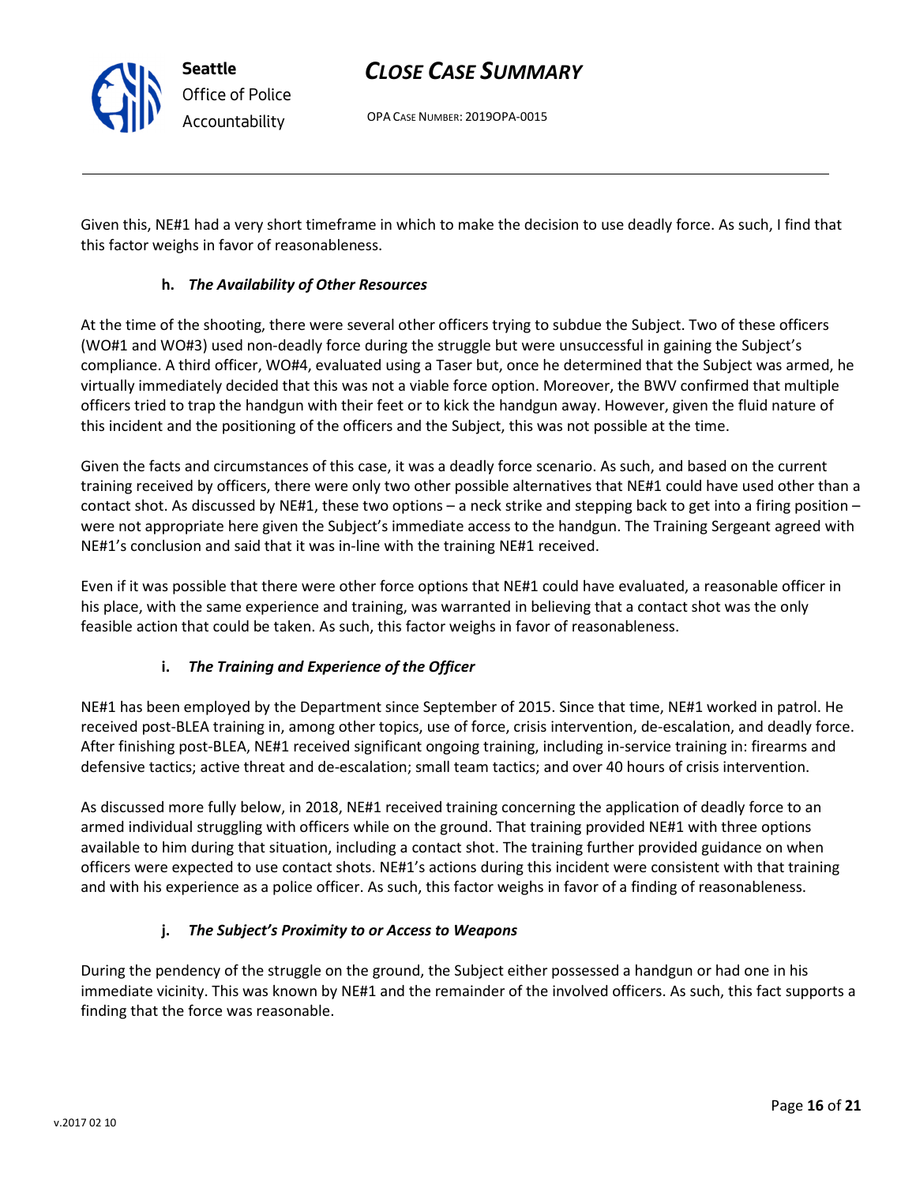Given this, NE#1 had a very short timeframe in which to make the decision to use deadly force. As such, I find that this factor weighs in favor of reasonableness.

#### h. *The Availability of Other Resources*

At the time of the shooting, there were several other officers trying to subdue the Subject. Two of these officers (WO#1 and WO#3) used non-deadly force during the struggle but were unsuccessful in gaining the Subject's compliance. A third officer, WO#4, evaluated using a Taser but, once he determined that the Subject was armed, he virtually immediately decided that this was not a viable force option. Moreover, the BWV confirmed that multiple officers tried to trap the handgun with their feet or to kick the handgun away. However, given the fluid nature of this incident and the positioning of the officers and the Subject, this was not possible at the time.

Given the facts and circumstances of this case, it was a deadly force scenario. As such, and based on the current training received by officers, there were only two other possible alternatives that NE#1 could have used other than a contact shot. As discussed by NE#1, these two options – a neck strike and stepping back to get into a firing position – were not appropriate here given the Subject's immediate access to the handgun. The Training Sergeant agreed with NE#1's conclusion and said that it was in-line with the training NE#1 received.

Even if it was possible that there were other force options that NE#1 could have evaluated, a reasonable officer in his place, with the same experience and training, was warranted in believing that a contact shot was the only feasible action that could be taken. As such, this factor weighs in favor of reasonableness.

#### i. *The Training and Experience of the Officer*

NE#1 has been employed by the Department since September of 2015. Since that time, NE#1 worked in patrol. He received post-BLEA training in, among other topics, use of force, crisis intervention, de-escalation, and deadly force. After finishing post-BLEA, NE#1 received significant ongoing training, including in-service training in: firearms and defensive tactics; active threat and de-escalation; small team tactics; and over 40 hours of crisis intervention.

As discussed more fully below, in 2018, NE#1 received training concerning the application of deadly force to an armed individual struggling with officers while on the ground. That training provided NE#1 with three options available to him during that situation, including a contact shot. The training further provided guidance on when officers were expected to use contact shots. NE#1's actions during this incident were consistent with that training and with his experience as a police officer. As such, this factor weighs in favor of a finding of reasonableness.

#### j. *The Subject's Proximity to or Access to Weapons*

During the pendency of the struggle on the ground, the Subject either possessed a handgun or had one in his immediate vicinity. This was known by NE#1 and the remainder of the involved officers. As such, this fact supports a finding that the force was reasonable.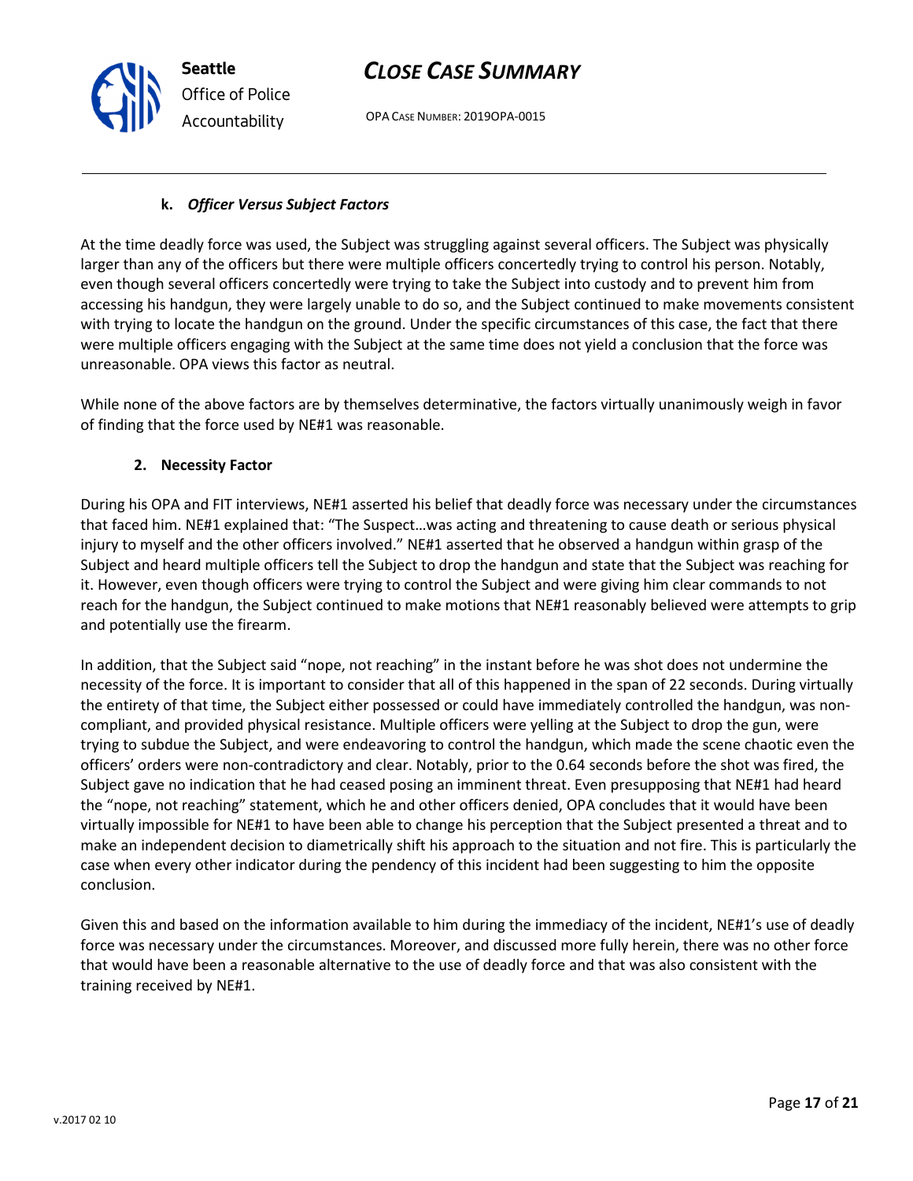#### k. *Officer Versus Subject Factors*

At the time deadly force was used, the Subject was struggling against several officers. The Subject was physically larger than any of the officers but there were multiple officers concertedly trying to control his person. Notably, even though several officers concertedly were trying to take the Subject into custody and to prevent him from accessing his handgun, they were largely unable to do so, and the Subject continued to make movements consistent with trying to locate the handgun on the ground. Under the specific circumstances of this case, the fact that there were multiple officers engaging with the Subject at the same time does not yield a conclusion that the force was unreasonable. OPA views this factor as neutral.

While none of the above factors are by themselves determinative, the factors virtually unanimously weigh in favor of finding that the force used by NE#1 was reasonable.

### 2. Necessity Factor

During his OPA and FIT interviews, NE#1 asserted his belief that deadly force was necessary under the circumstances that faced him. NE#1 explained that: "The Suspect…was acting and threatening to cause death or serious physical injury to myself and the other officers involved." NE#1 asserted that he observed a handgun within grasp of the Subject and heard multiple officers tell the Subject to drop the handgun and state that the Subject was reaching for it. However, even though officers were trying to control the Subject and were giving him clear commands to not reach for the handgun, the Subject continued to make motions that NE#1 reasonably believed were attempts to grip and potentially use the firearm.

In addition, that the Subject said "nope, not reaching" in the instant before he was shot does not undermine the necessity of the force. It is important to consider that all of this happened in the span of 22 seconds. During virtually the entirety of that time, the Subject either possessed or could have immediately controlled the handgun, was non-compliant, and provided physical resistance. Multiple officers were yelling at the Subject to drop the gun, were trying to subdue the Subject, and were endeavoring to control the handgun, which made the scene chaotic even the officers' orders were non-contradictory and clear. Notably, prior to the 0.64 seconds before the shot was fired, the Subject gave no indication that he had ceased posing an imminent threat. Even presupposing that NE#1 had heard the "nope, not reaching" statement, which he and other officers denied, OPA concludes that it would have been virtually impossible for NE#1 to have been able to change his perception that the Subject presented a threat and to make an independent decision to diametrically shift his approach to the situation and not fire. This is particularly the case when every other indicator during the pendency of this incident had been suggesting to him the opposite conclusion.

Given this and based on the information available to him during the immediacy of the incident, NE#1's use of deadly force was necessary under the circumstances. Moreover, and discussed more fully herein, there was no other force that would have been a reasonable alternative to the use of deadly force and that was also consistent with the training received by NE#1.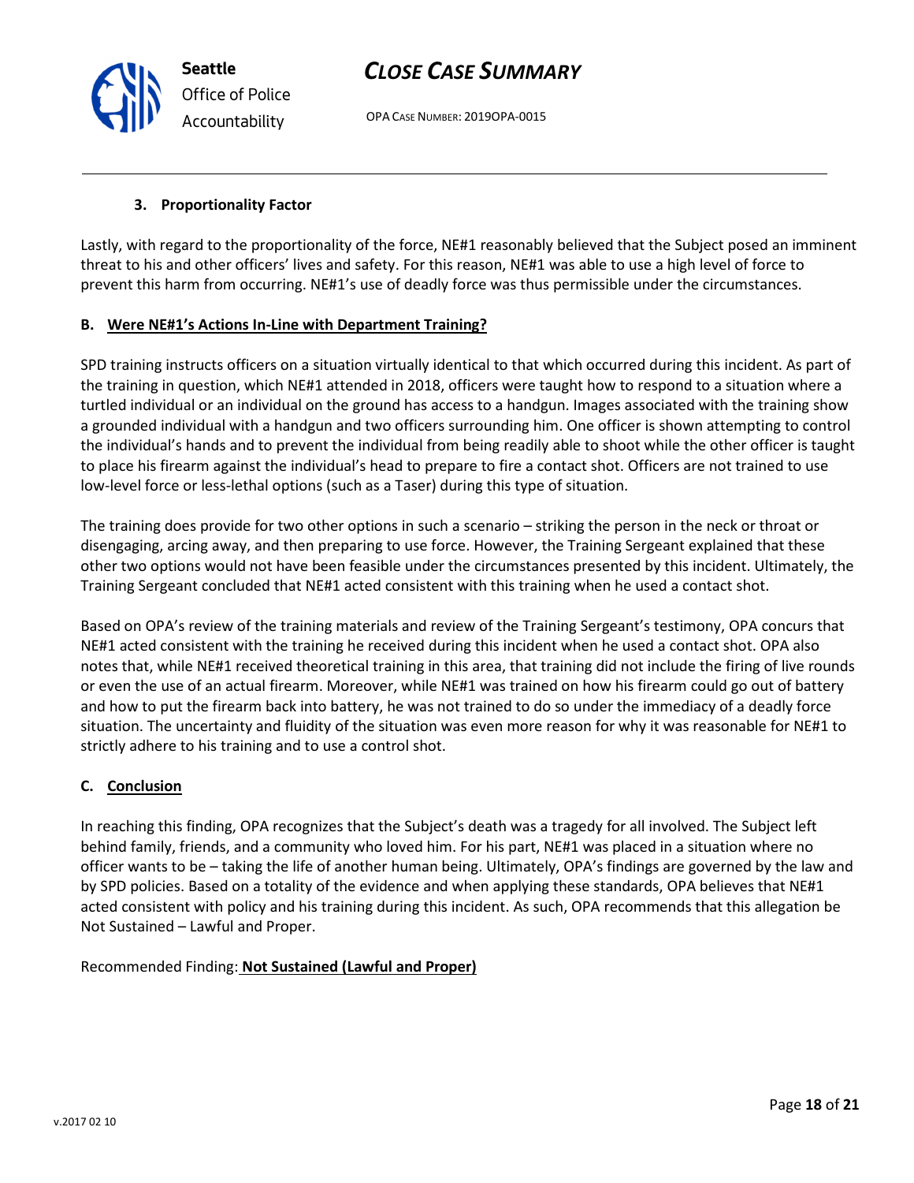### 3. Proportionality Factor

Lastly, with regard to the proportionality of the force, NE#1 reasonably believed that the Subject posed an imminent threat to his and other officers' lives and safety. For this reason, NE#1 was able to use a high level of force to prevent this harm from occurring. NE#1's use of deadly force was thus permissible under the circumstances.

## B. Were NE#1's Actions In-Line with Department Training?

SPD training instructs officers on a situation virtually identical to that which occurred during this incident. As part of the training in question, which NE#1 attended in 2018, officers were taught how to respond to a situation where a turtled individual or an individual on the ground has access to a handgun. Images associated with the training show a grounded individual with a handgun and two officers surrounding him. One officer is shown attempting to control the individual's hands and to prevent the individual from being readily able to shoot while the other officer is taught to place his firearm against the individual's head to prepare to fire a contact shot. Officers are not trained to use low-level force or less-lethal options (such as a Taser) during this type of situation.

The training does provide for two other options in such a scenario – striking the person in the neck or throat or disengaging, arcing away, and then preparing to use force. However, the Training Sergeant explained that these other two options would not have been feasible under the circumstances presented by this incident. Ultimately, the Training Sergeant concluded that NE#1 acted consistent with this training when he used a contact shot.

Based on OPA's review of the training materials and review of the Training Sergeant's testimony, OPA concurs that NE#1 acted consistent with the training he received during this incident when he used a contact shot. OPA also notes that, while NE#1 received theoretical training in this area, that training did not include the firing of live rounds or even the use of an actual firearm. Moreover, while NE#1 was trained on how his firearm could go out of battery and how to put the firearm back into battery, he was not trained to do so under the immediacy of a deadly force situation. The uncertainty and fluidity of the situation was even more reason for why it was reasonable for NE#1 to strictly adhere to his training and to use a control shot.

## C. Conclusion

In reaching this finding, OPA recognizes that the Subject's death was a tragedy for all involved. The Subject left behind family, friends, and a community who loved him. For his part, NE#1 was placed in a situation where no officer wants to be – taking the life of another human being. Ultimately, OPA's findings are governed by the law and by SPD policies. Based on a totality of the evidence and when applying these standards, OPA believes that NE#1 acted consistent with policy and his training during this incident. As such, OPA recommends that this allegation be Not Sustained – Lawful and Proper.

Recommended Finding: **Not Sustained (Lawful and Proper)**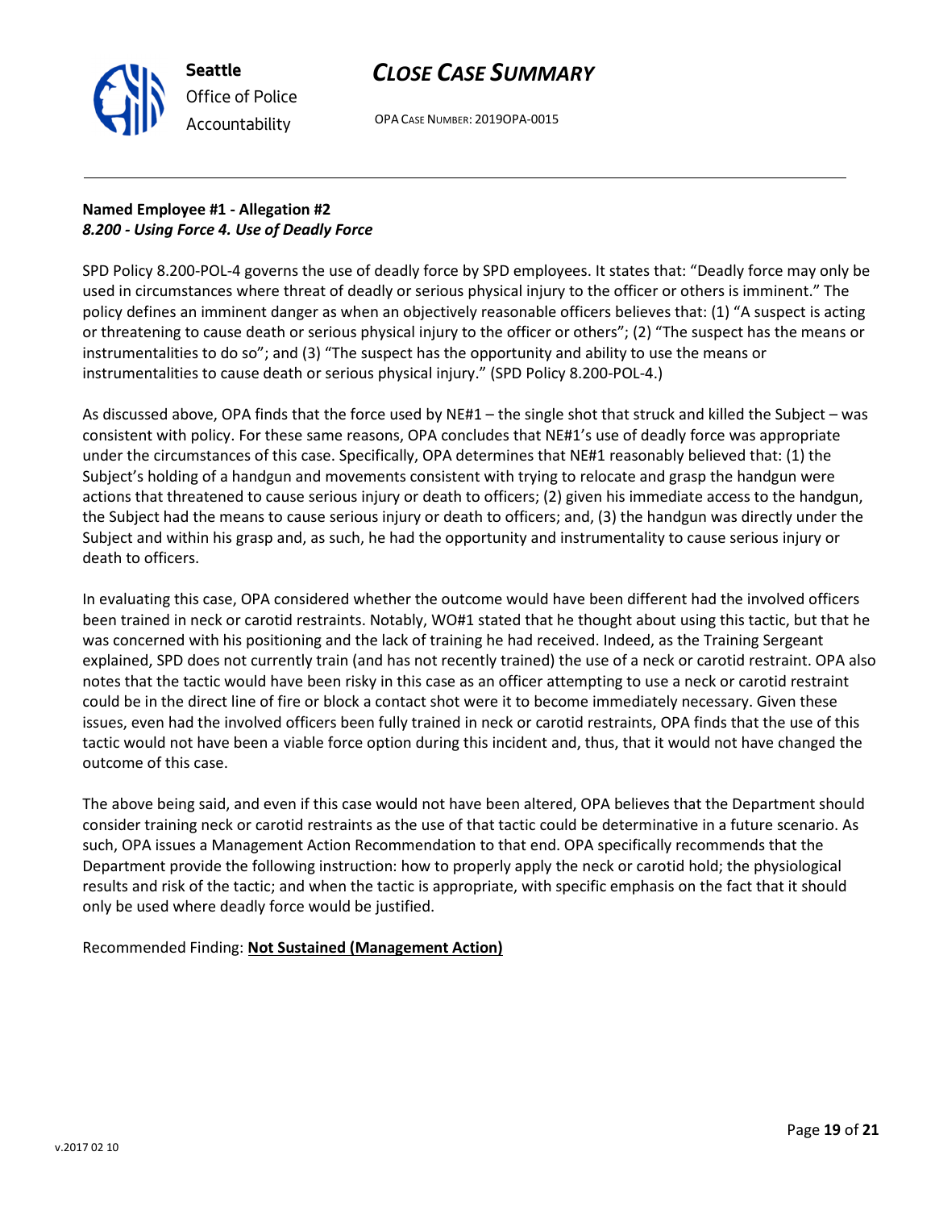**Named Employee #1 - Allegation #2**
***8.200 - Using Force 4. Use of Deadly Force***

SPD Policy 8.200-POL-4 governs the use of deadly force by SPD employees. It states that: "Deadly force may only be used in circumstances where threat of deadly or serious physical injury to the officer or others is imminent." The policy defines an imminent danger as when an objectively reasonable officers believes that: (1) "A suspect is acting or threatening to cause death or serious physical injury to the officer or others"; (2) "The suspect has the means or instrumentalities to do so"; and (3) "The suspect has the opportunity and ability to use the means or instrumentalities to cause death or serious physical injury." (SPD Policy 8.200-POL-4.)

As discussed above, OPA finds that the force used by NE#1 – the single shot that struck and killed the Subject – was consistent with policy. For these same reasons, OPA concludes that NE#1's use of deadly force was appropriate under the circumstances of this case. Specifically, OPA determines that NE#1 reasonably believed that: (1) the Subject's holding of a handgun and movements consistent with trying to relocate and grasp the handgun were actions that threatened to cause serious injury or death to officers; (2) given his immediate access to the handgun, the Subject had the means to cause serious injury or death to officers; and, (3) the handgun was directly under the Subject and within his grasp and, as such, he had the opportunity and instrumentality to cause serious injury or death to officers.

In evaluating this case, OPA considered whether the outcome would have been different had the involved officers been trained in neck or carotid restraints. Notably, WO#1 stated that he thought about using this tactic, but that he was concerned with his positioning and the lack of training he had received. Indeed, as the Training Sergeant explained, SPD does not currently train (and has not recently trained) the use of a neck or carotid restraint. OPA also notes that the tactic would have been risky in this case as an officer attempting to use a neck or carotid restraint could be in the direct line of fire or block a contact shot were it to become immediately necessary. Given these issues, even had the involved officers been fully trained in neck or carotid restraints, OPA finds that the use of this tactic would not have been a viable force option during this incident and, thus, that it would not have changed the outcome of this case.

The above being said, and even if this case would not have been altered, OPA believes that the Department should consider training neck or carotid restraints as the use of that tactic could be determinative in a future scenario. As such, OPA issues a Management Action Recommendation to that end. OPA specifically recommends that the Department provide the following instruction: how to properly apply the neck or carotid hold; the physiological results and risk of the tactic; and when the tactic is appropriate, with specific emphasis on the fact that it should only be used where deadly force would be justified.

Recommended Finding: **Not Sustained (Management Action)**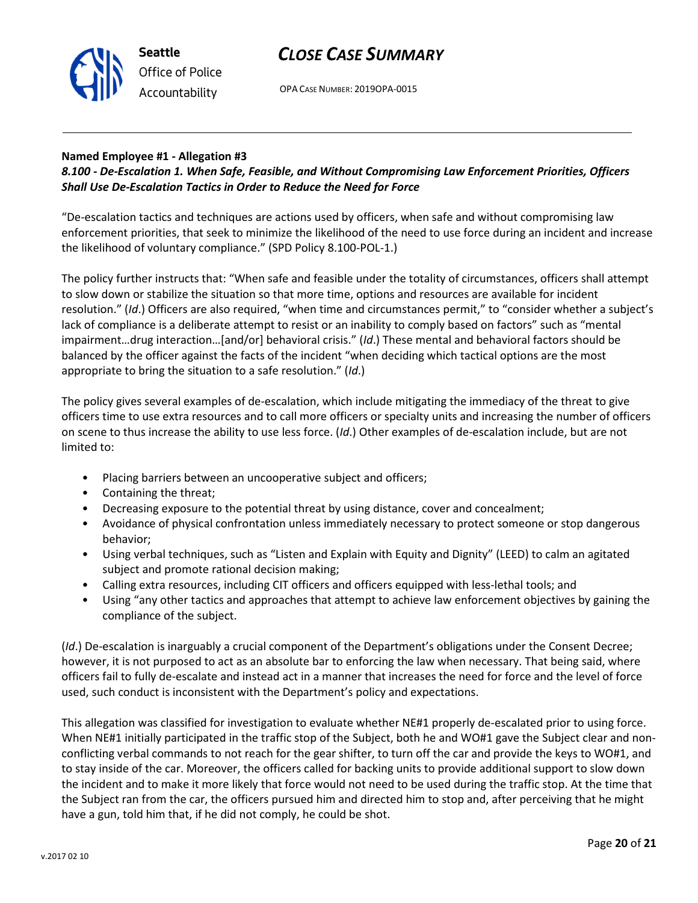**Named Employee #1 - Allegation #3**
***8.100 - De-Escalation 1. When Safe, Feasible, and Without Compromising Law Enforcement Priorities, Officers Shall Use De-Escalation Tactics in Order to Reduce the Need for Force***

"De-escalation tactics and techniques are actions used by officers, when safe and without compromising law enforcement priorities, that seek to minimize the likelihood of the need to use force during an incident and increase the likelihood of voluntary compliance." (SPD Policy 8.100-POL-1.)

The policy further instructs that: "When safe and feasible under the totality of circumstances, officers shall attempt to slow down or stabilize the situation so that more time, options and resources are available for incident resolution." (*Id*.) Officers are also required, "when time and circumstances permit," to "consider whether a subject's lack of compliance is a deliberate attempt to resist or an inability to comply based on factors" such as "mental impairment…drug interaction…[and/or] behavioral crisis." (*Id*.) These mental and behavioral factors should be balanced by the officer against the facts of the incident "when deciding which tactical options are the most appropriate to bring the situation to a safe resolution." (*Id*.)

The policy gives several examples of de-escalation, which include mitigating the immediacy of the threat to give officers time to use extra resources and to call more officers or specialty units and increasing the number of officers on scene to thus increase the ability to use less force. (*Id*.) Other examples of de-escalation include, but are not limited to:

- Placing barriers between an uncooperative subject and officers;
- Containing the threat;
- Decreasing exposure to the potential threat by using distance, cover and concealment;
- Avoidance of physical confrontation unless immediately necessary to protect someone or stop dangerous behavior;
- Using verbal techniques, such as "Listen and Explain with Equity and Dignity" (LEED) to calm an agitated subject and promote rational decision making;
- Calling extra resources, including CIT officers and officers equipped with less-lethal tools; and
- Using "any other tactics and approaches that attempt to achieve law enforcement objectives by gaining the compliance of the subject.

(*Id*.) De-escalation is inarguably a crucial component of the Department's obligations under the Consent Decree; however, it is not purposed to act as an absolute bar to enforcing the law when necessary. That being said, where officers fail to fully de-escalate and instead act in a manner that increases the need for force and the level of force used, such conduct is inconsistent with the Department's policy and expectations.

This allegation was classified for investigation to evaluate whether NE#1 properly de-escalated prior to using force. When NE#1 initially participated in the traffic stop of the Subject, both he and WO#1 gave the Subject clear and non-conflicting verbal commands to not reach for the gear shifter, to turn off the car and provide the keys to WO#1, and to stay inside of the car. Moreover, the officers called for backing units to provide additional support to slow down the incident and to make it more likely that force would not need to be used during the traffic stop. At the time that the Subject ran from the car, the officers pursued him and directed him to stop and, after perceiving that he might have a gun, told him that, if he did not comply, he could be shot.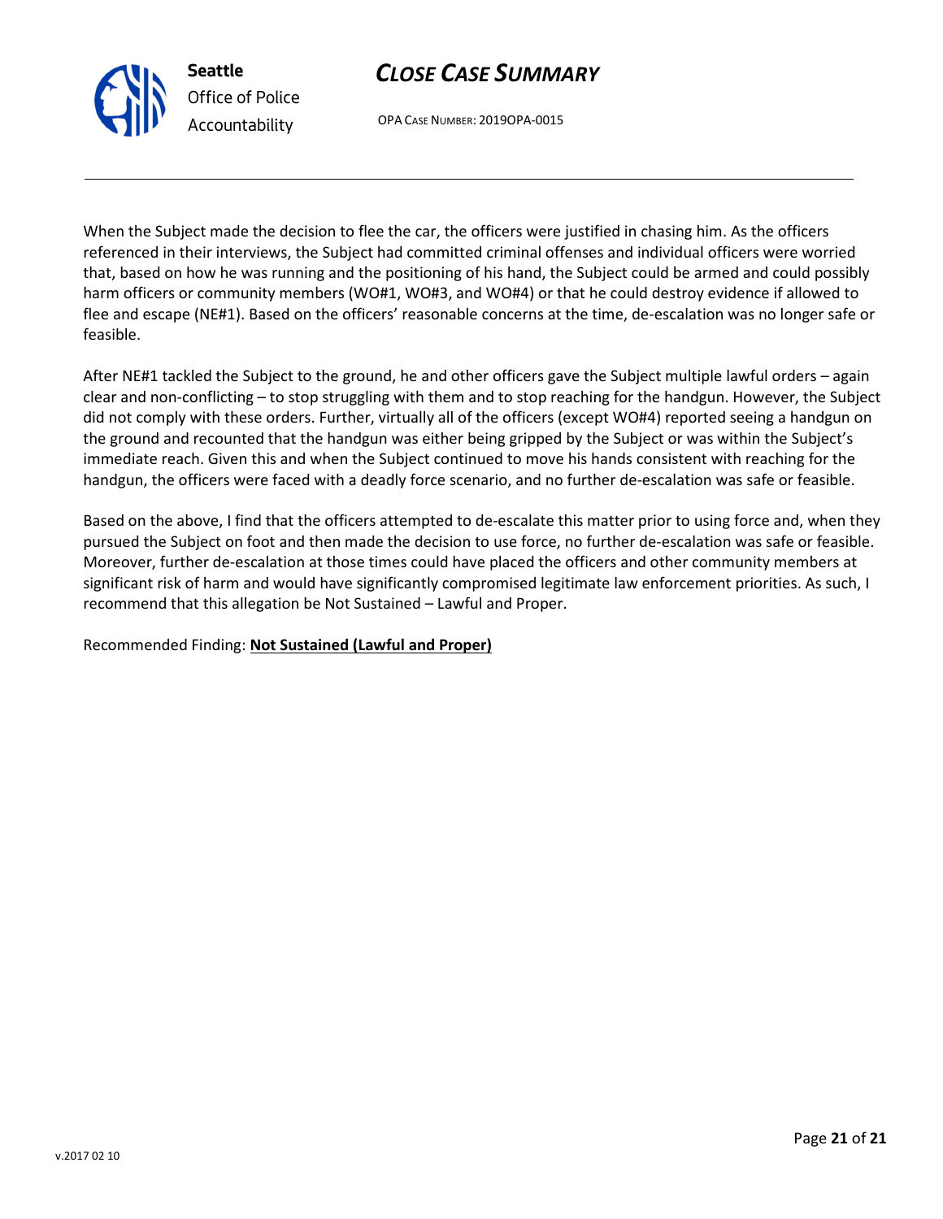When the Subject made the decision to flee the car, the officers were justified in chasing him. As the officers referenced in their interviews, the Subject had committed criminal offenses and individual officers were worried that, based on how he was running and the positioning of his hand, the Subject could be armed and could possibly harm officers or community members (WO#1, WO#3, and WO#4) or that he could destroy evidence if allowed to flee and escape (NE#1). Based on the officers' reasonable concerns at the time, de-escalation was no longer safe or feasible.

After NE#1 tackled the Subject to the ground, he and other officers gave the Subject multiple lawful orders – again clear and non-conflicting – to stop struggling with them and to stop reaching for the handgun. However, the Subject did not comply with these orders. Further, virtually all of the officers (except WO#4) reported seeing a handgun on the ground and recounted that the handgun was either being gripped by the Subject or was within the Subject's immediate reach. Given this and when the Subject continued to move his hands consistent with reaching for the handgun, the officers were faced with a deadly force scenario, and no further de-escalation was safe or feasible.

Based on the above, I find that the officers attempted to de-escalate this matter prior to using force and, when they pursued the Subject on foot and then made the decision to use force, no further de-escalation was safe or feasible. Moreover, further de-escalation at those times could have placed the officers and other community members at significant risk of harm and would have significantly compromised legitimate law enforcement priorities. As such, I recommend that this allegation be Not Sustained – Lawful and Proper.

Recommended Finding: **Not Sustained (Lawful and Proper)**